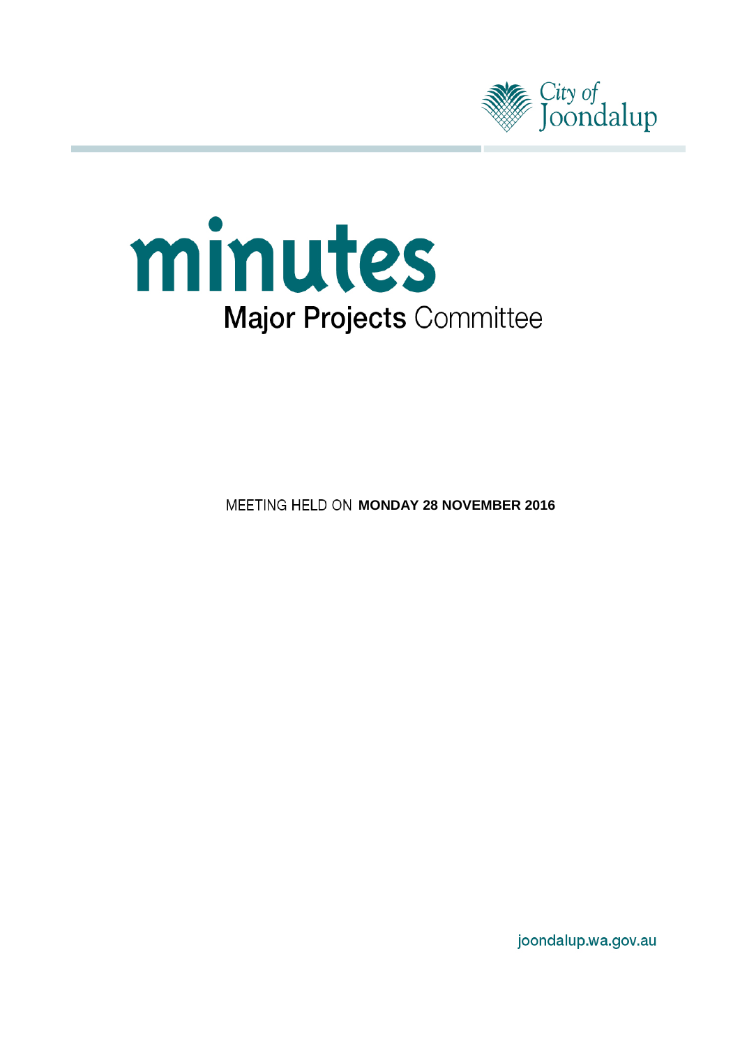City of Joondalup

# minutes

## Major Projects Committee

MEETING HELD ON **MONDAY 28 NOVEMBER 2016**

joondalup.wa.gov.au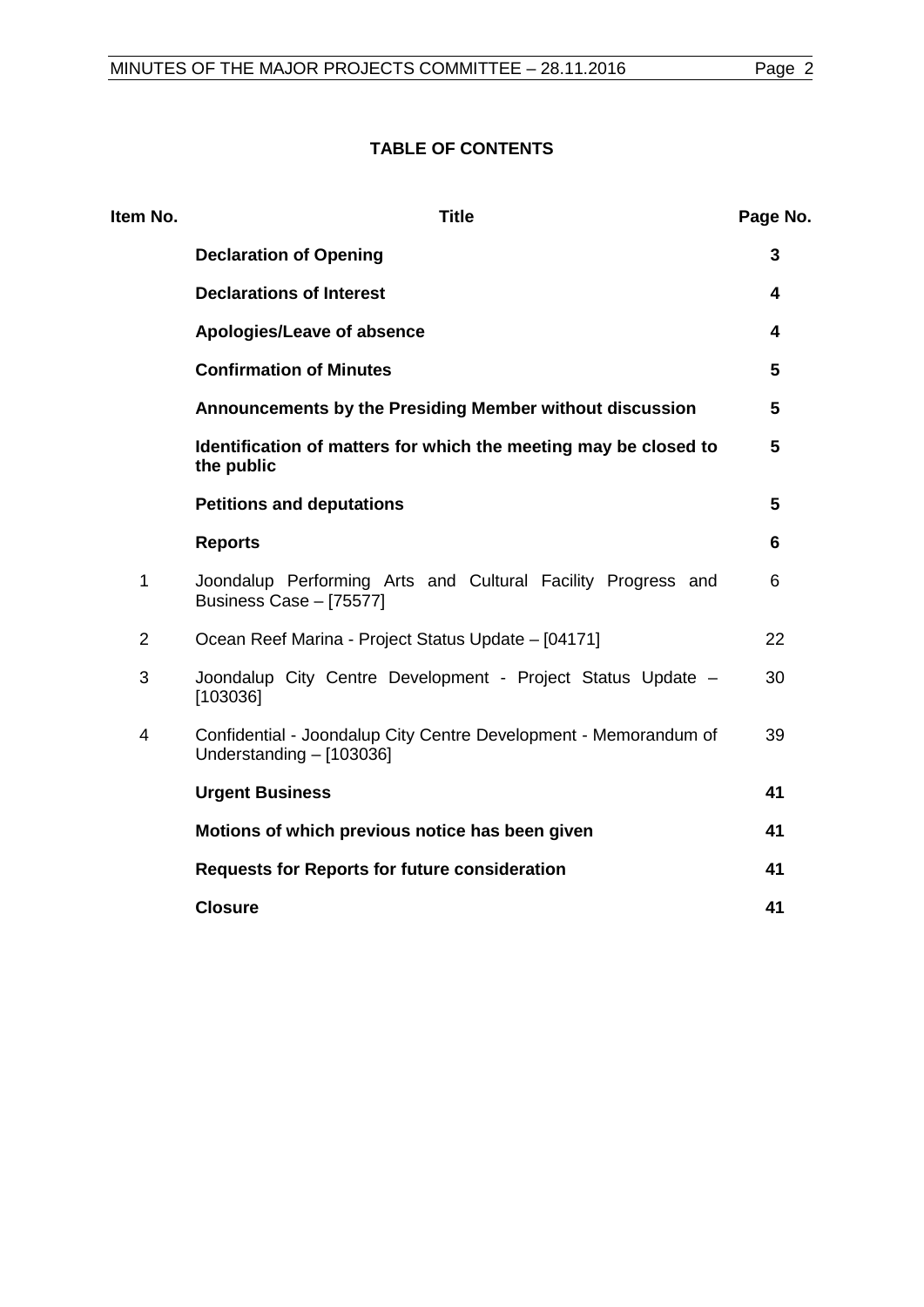**TABLE OF CONTENTS**

| Item No. | Title | Page No. |
|---|---|---|
| | **Declaration of Opening** | **3** |
| | **Declarations of Interest** | **4** |
| | **Apologies/Leave of absence** | **4** |
| | **Confirmation of Minutes** | **5** |
| | **Announcements by the Presiding Member without discussion** | **5** |
| | **Identification of matters for which the meeting may be closed to the public** | **5** |
| | **Petitions and deputations** | **5** |
| | **Reports** | **6** |
| 1 | Joondalup Performing Arts and Cultural Facility Progress and Business Case – [75577] | 6 |
| 2 | Ocean Reef Marina - Project Status Update – [04171] | 22 |
| 3 | Joondalup City Centre Development - Project Status Update – [103036] | 30 |
| 4 | Confidential - Joondalup City Centre Development - Memorandum of Understanding – [103036] | 39 |
| | **Urgent Business** | **41** |
| | **Motions of which previous notice has been given** | **41** |
| | **Requests for Reports for future consideration** | **41** |
| | **Closure** | **41** |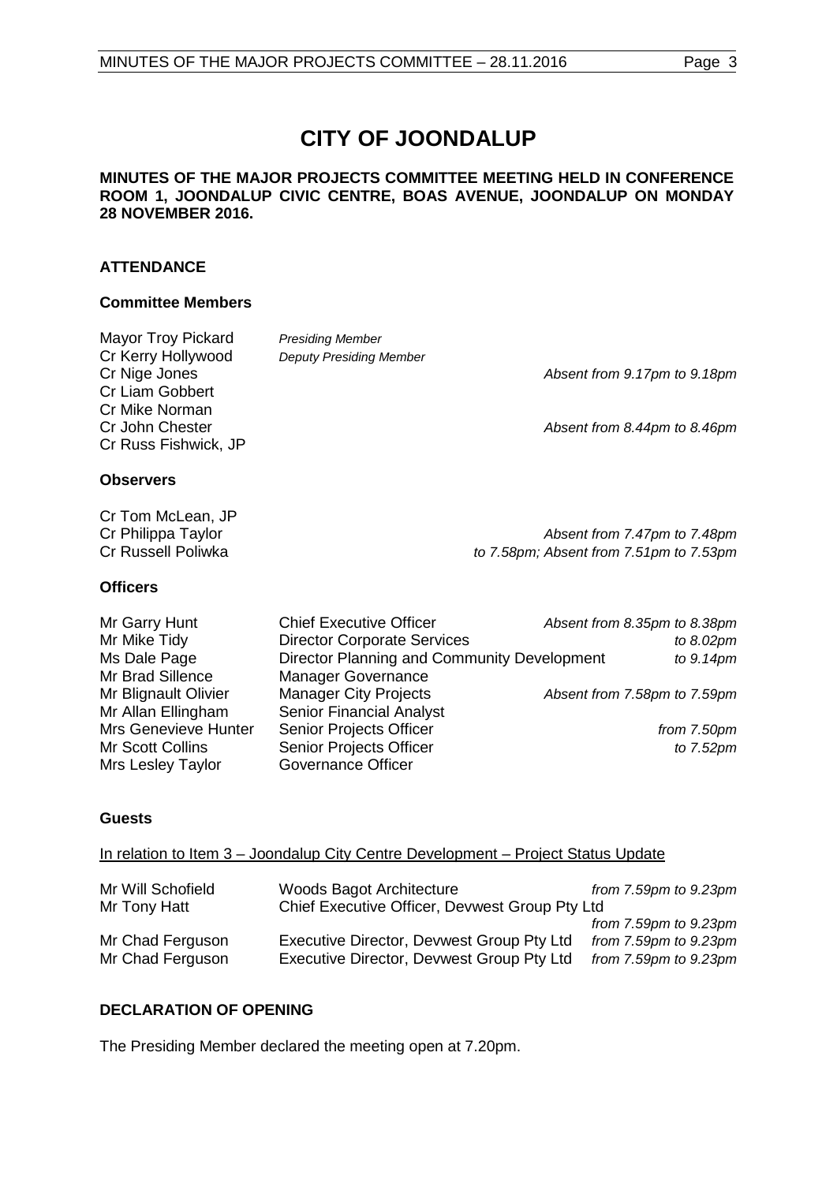# CITY OF JOONDALUP

**MINUTES OF THE MAJOR PROJECTS COMMITTEE MEETING HELD IN CONFERENCE ROOM 1, JOONDALUP CIVIC CENTRE, BOAS AVENUE, JOONDALUP ON MONDAY 28 NOVEMBER 2016.**

## ATTENDANCE

### Committee Members

| | | |
|---|---|---|
| Mayor Troy Pickard | *Presiding Member* | |
| Cr Kerry Hollywood | *Deputy Presiding Member* | |
| Cr Nige Jones | | *Absent from 9.17pm to 9.18pm* |
| Cr Liam Gobbert | | |
| Cr Mike Norman | | |
| Cr John Chester | | *Absent from 8.44pm to 8.46pm* |
| Cr Russ Fishwick, JP | | |

### Observers

| | |
|---|---|
| Cr Tom McLean, JP | |
| Cr Philippa Taylor | *Absent from 7.47pm to 7.48pm* |
| Cr Russell Poliwka | *to 7.58pm; Absent from 7.51pm to 7.53pm* |

### Officers

| | | |
|---|---|---|
| Mr Garry Hunt | Chief Executive Officer | *Absent from 8.35pm to 8.38pm* |
| Mr Mike Tidy | Director Corporate Services | *to 8.02pm* |
| Ms Dale Page | Director Planning and Community Development | *to 9.14pm* |
| Mr Brad Sillence | Manager Governance | |
| Mr Blignault Olivier | Manager City Projects | *Absent from 7.58pm to 7.59pm* |
| Mr Allan Ellingham | Senior Financial Analyst | |
| Mrs Genevieve Hunter | Senior Projects Officer | *from 7.50pm* |
| Mr Scott Collins | Senior Projects Officer | *to 7.52pm* |
| Mrs Lesley Taylor | Governance Officer | |

### Guests

In relation to Item 3 – Joondalup City Centre Development – Project Status Update

| | | |
|---|---|---|
| Mr Will Schofield | Woods Bagot Architecture | *from 7.59pm to 9.23pm* |
| Mr Tony Hatt | Chief Executive Officer, Devwest Group Pty Ltd | *from 7.59pm to 9.23pm* |
| Mr Chad Ferguson | Executive Director, Devwest Group Pty Ltd | *from 7.59pm to 9.23pm* |
| Mr Chad Ferguson | Executive Director, Devwest Group Pty Ltd | *from 7.59pm to 9.23pm* |

## DECLARATION OF OPENING

The Presiding Member declared the meeting open at 7.20pm.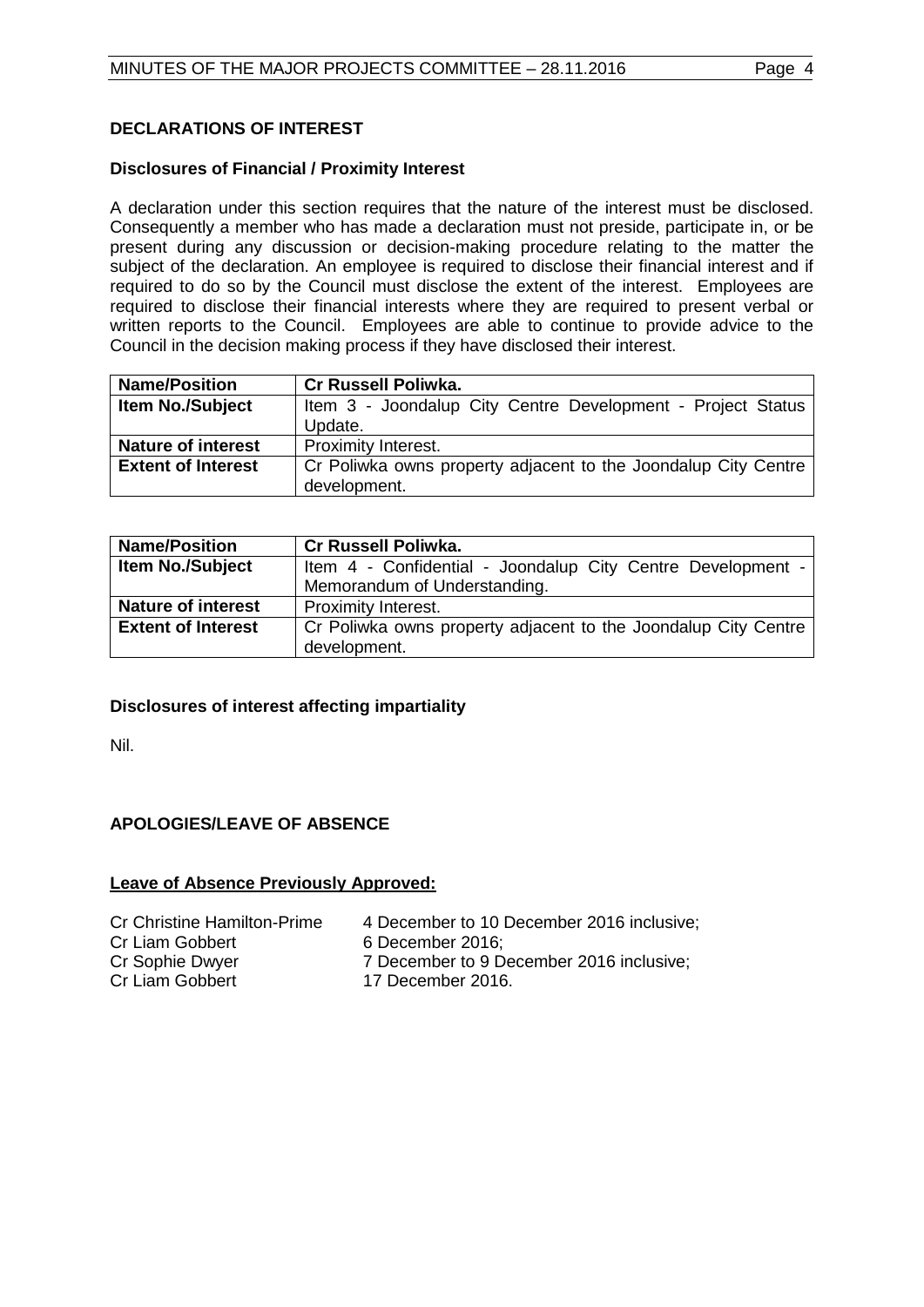## DECLARATIONS OF INTEREST

### Disclosures of Financial / Proximity Interest

A declaration under this section requires that the nature of the interest must be disclosed. Consequently a member who has made a declaration must not preside, participate in, or be present during any discussion or decision-making procedure relating to the matter the subject of the declaration. An employee is required to disclose their financial interest and if required to do so by the Council must disclose the extent of the interest. Employees are required to disclose their financial interests where they are required to present verbal or written reports to the Council. Employees are able to continue to provide advice to the Council in the decision making process if they have disclosed their interest.

| **Name/Position** | **Cr Russell Poliwka.** |
|---|---|
| **Item No./Subject** | Item 3 - Joondalup City Centre Development - Project Status Update. |
| **Nature of interest** | Proximity Interest. |
| **Extent of Interest** | Cr Poliwka owns property adjacent to the Joondalup City Centre development. |

| **Name/Position** | **Cr Russell Poliwka.** |
|---|---|
| **Item No./Subject** | Item 4 - Confidential - Joondalup City Centre Development - Memorandum of Understanding. |
| **Nature of interest** | Proximity Interest. |
| **Extent of Interest** | Cr Poliwka owns property adjacent to the Joondalup City Centre development. |

### Disclosures of interest affecting impartiality

Nil.

## APOLOGIES/LEAVE OF ABSENCE

**Leave of Absence Previously Approved:**

| | |
|---|---|
| Cr Christine Hamilton-Prime | 4 December to 10 December 2016 inclusive; |
| Cr Liam Gobbert | 6 December 2016; |
| Cr Sophie Dwyer | 7 December to 9 December 2016 inclusive; |
| Cr Liam Gobbert | 17 December 2016. |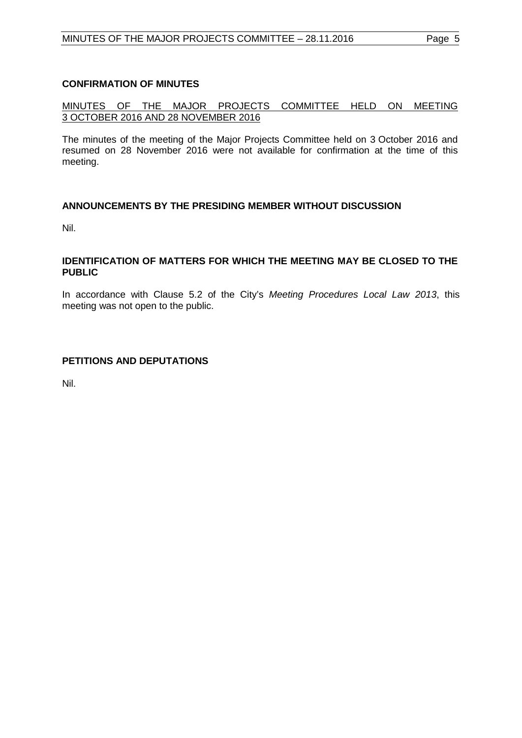## CONFIRMATION OF MINUTES

MINUTES OF THE MAJOR PROJECTS COMMITTEE HELD ON MEETING 3 OCTOBER 2016 AND 28 NOVEMBER 2016

The minutes of the meeting of the Major Projects Committee held on 3 October 2016 and resumed on 28 November 2016 were not available for confirmation at the time of this meeting.

## ANNOUNCEMENTS BY THE PRESIDING MEMBER WITHOUT DISCUSSION

Nil.

## IDENTIFICATION OF MATTERS FOR WHICH THE MEETING MAY BE CLOSED TO THE PUBLIC

In accordance with Clause 5.2 of the City's *Meeting Procedures Local Law 2013*, this meeting was not open to the public.

## PETITIONS AND DEPUTATIONS

Nil.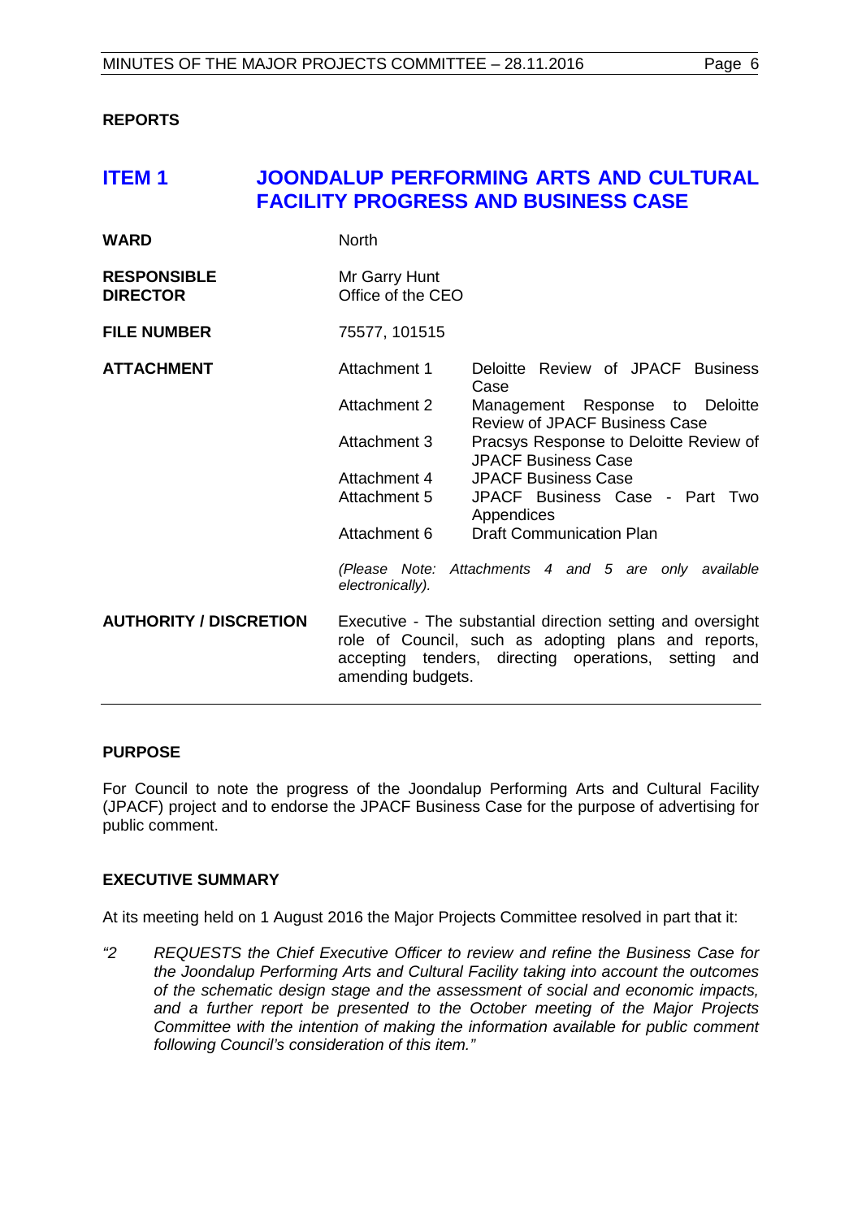**REPORTS**

## ITEM 1 JOONDALUP PERFORMING ARTS AND CULTURAL FACILITY PROGRESS AND BUSINESS CASE

| | | |
|---|---|---|
| **WARD** | North | |
| **RESPONSIBLE DIRECTOR** | Mr Garry Hunt<br>Office of the CEO | |
| **FILE NUMBER** | 75577, 101515 | |
| **ATTACHMENT** | Attachment 1 | Deloitte Review of JPACF Business Case |
| | Attachment 2 | Management Response to Deloitte Review of JPACF Business Case |
| | Attachment 3 | Pracsys Response to Deloitte Review of JPACF Business Case |
| | Attachment 4 | JPACF Business Case |
| | Attachment 5 | JPACF Business Case - Part Two Appendices |
| | Attachment 6 | Draft Communication Plan |
| | *(Please Note: Attachments 4 and 5 are only available electronically).* | |
| **AUTHORITY / DISCRETION** | Executive - The substantial direction setting and oversight role of Council, such as adopting plans and reports, accepting tenders, directing operations, setting and amending budgets. | |

**PURPOSE**

For Council to note the progress of the Joondalup Performing Arts and Cultural Facility (JPACF) project and to endorse the JPACF Business Case for the purpose of advertising for public comment.

**EXECUTIVE SUMMARY**

At its meeting held on 1 August 2016 the Major Projects Committee resolved in part that it:

*"2 REQUESTS the Chief Executive Officer to review and refine the Business Case for the Joondalup Performing Arts and Cultural Facility taking into account the outcomes of the schematic design stage and the assessment of social and economic impacts, and a further report be presented to the October meeting of the Major Projects Committee with the intention of making the information available for public comment following Council's consideration of this item."*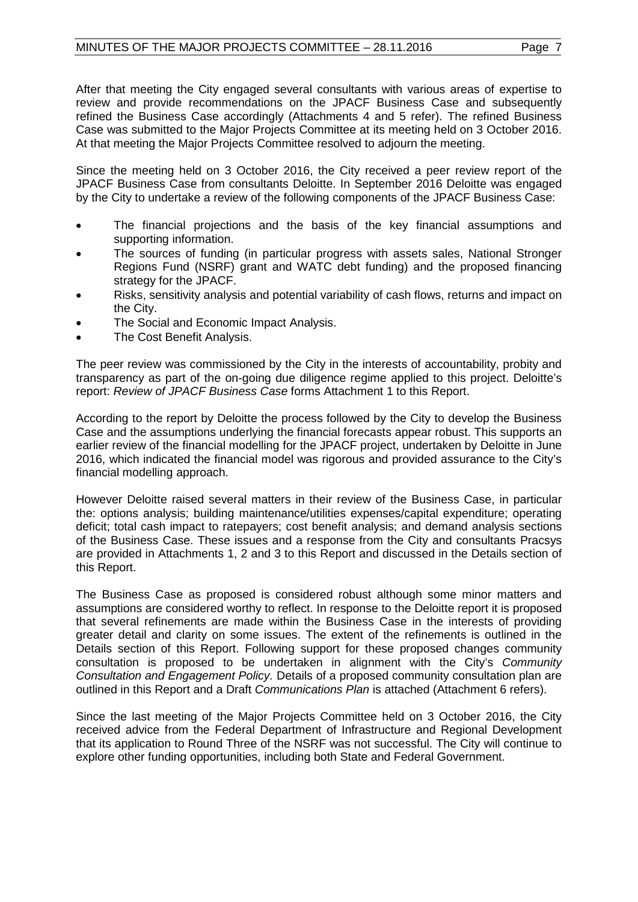After that meeting the City engaged several consultants with various areas of expertise to review and provide recommendations on the JPACF Business Case and subsequently refined the Business Case accordingly (Attachments 4 and 5 refer). The refined Business Case was submitted to the Major Projects Committee at its meeting held on 3 October 2016. At that meeting the Major Projects Committee resolved to adjourn the meeting.

Since the meeting held on 3 October 2016, the City received a peer review report of the JPACF Business Case from consultants Deloitte. In September 2016 Deloitte was engaged by the City to undertake a review of the following components of the JPACF Business Case:

- The financial projections and the basis of the key financial assumptions and supporting information.
- The sources of funding (in particular progress with assets sales, National Stronger Regions Fund (NSRF) grant and WATC debt funding) and the proposed financing strategy for the JPACF.
- Risks, sensitivity analysis and potential variability of cash flows, returns and impact on the City.
- The Social and Economic Impact Analysis.
- The Cost Benefit Analysis.

The peer review was commissioned by the City in the interests of accountability, probity and transparency as part of the on-going due diligence regime applied to this project. Deloitte's report: *Review of JPACF Business Case* forms Attachment 1 to this Report.

According to the report by Deloitte the process followed by the City to develop the Business Case and the assumptions underlying the financial forecasts appear robust. This supports an earlier review of the financial modelling for the JPACF project, undertaken by Deloitte in June 2016, which indicated the financial model was rigorous and provided assurance to the City's financial modelling approach.

However Deloitte raised several matters in their review of the Business Case, in particular the: options analysis; building maintenance/utilities expenses/capital expenditure; operating deficit; total cash impact to ratepayers; cost benefit analysis; and demand analysis sections of the Business Case. These issues and a response from the City and consultants Pracsys are provided in Attachments 1, 2 and 3 to this Report and discussed in the Details section of this Report.

The Business Case as proposed is considered robust although some minor matters and assumptions are considered worthy to reflect. In response to the Deloitte report it is proposed that several refinements are made within the Business Case in the interests of providing greater detail and clarity on some issues. The extent of the refinements is outlined in the Details section of this Report. Following support for these proposed changes community consultation is proposed to be undertaken in alignment with the City's *Community Consultation and Engagement Policy.* Details of a proposed community consultation plan are outlined in this Report and a Draft *Communications Plan* is attached (Attachment 6 refers).

Since the last meeting of the Major Projects Committee held on 3 October 2016, the City received advice from the Federal Department of Infrastructure and Regional Development that its application to Round Three of the NSRF was not successful. The City will continue to explore other funding opportunities, including both State and Federal Government.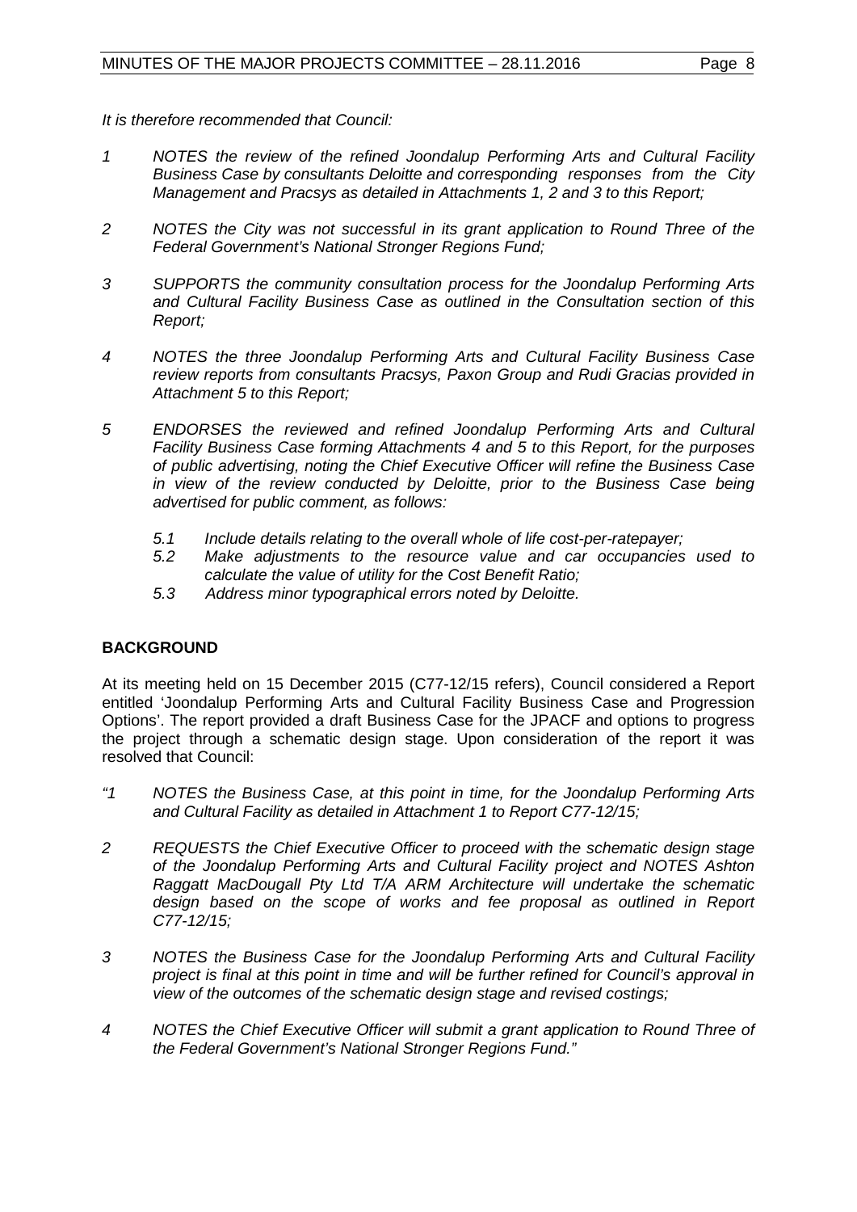*It is therefore recommended that Council:*

*1 NOTES the review of the refined Joondalup Performing Arts and Cultural Facility Business Case by consultants Deloitte and corresponding responses from the City Management and Pracsys as detailed in Attachments 1, 2 and 3 to this Report;*

*2 NOTES the City was not successful in its grant application to Round Three of the Federal Government's National Stronger Regions Fund;*

*3 SUPPORTS the community consultation process for the Joondalup Performing Arts and Cultural Facility Business Case as outlined in the Consultation section of this Report;*

*4 NOTES the three Joondalup Performing Arts and Cultural Facility Business Case review reports from consultants Pracsys, Paxon Group and Rudi Gracias provided in Attachment 5 to this Report;*

*5 ENDORSES the reviewed and refined Joondalup Performing Arts and Cultural Facility Business Case forming Attachments 4 and 5 to this Report, for the purposes of public advertising, noting the Chief Executive Officer will refine the Business Case in view of the review conducted by Deloitte, prior to the Business Case being advertised for public comment, as follows:*

   *5.1 Include details relating to the overall whole of life cost-per-ratepayer;*
   *5.2 Make adjustments to the resource value and car occupancies used to calculate the value of utility for the Cost Benefit Ratio;*
   *5.3 Address minor typographical errors noted by Deloitte.*

## BACKGROUND

At its meeting held on 15 December 2015 (C77-12/15 refers), Council considered a Report entitled 'Joondalup Performing Arts and Cultural Facility Business Case and Progression Options'. The report provided a draft Business Case for the JPACF and options to progress the project through a schematic design stage. Upon consideration of the report it was resolved that Council:

*"1 NOTES the Business Case, at this point in time, for the Joondalup Performing Arts and Cultural Facility as detailed in Attachment 1 to Report C77-12/15;*

*2 REQUESTS the Chief Executive Officer to proceed with the schematic design stage of the Joondalup Performing Arts and Cultural Facility project and NOTES Ashton Raggatt MacDougall Pty Ltd T/A ARM Architecture will undertake the schematic design based on the scope of works and fee proposal as outlined in Report C77-12/15;*

*3 NOTES the Business Case for the Joondalup Performing Arts and Cultural Facility project is final at this point in time and will be further refined for Council's approval in view of the outcomes of the schematic design stage and revised costings;*

*4 NOTES the Chief Executive Officer will submit a grant application to Round Three of the Federal Government's National Stronger Regions Fund."*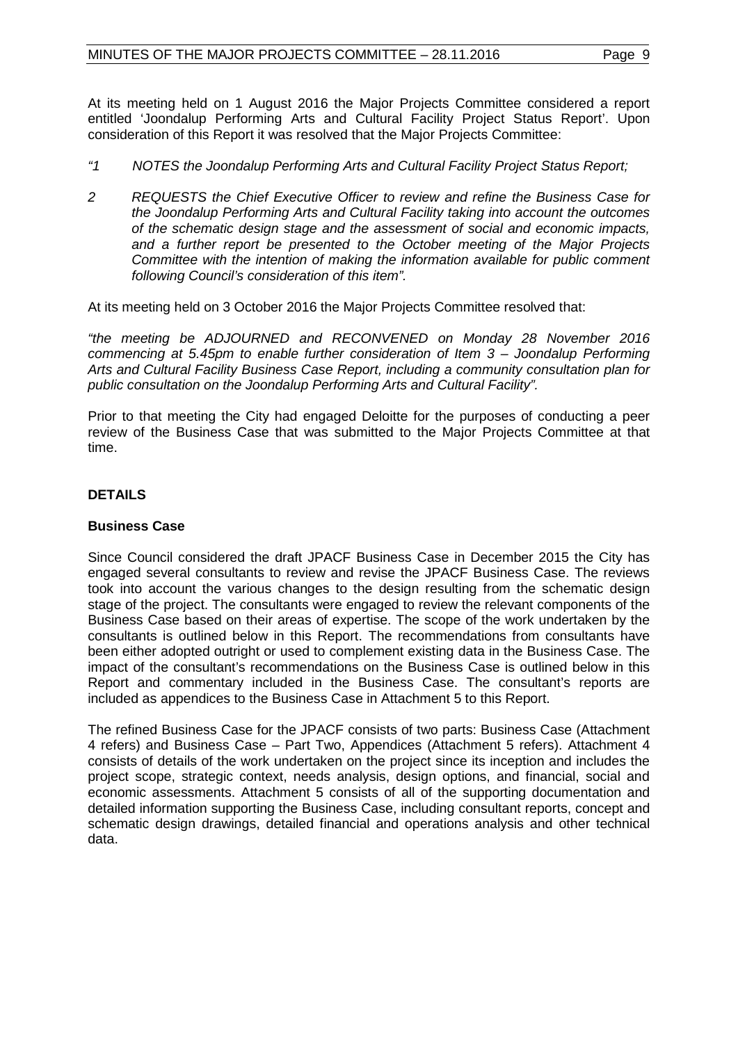At its meeting held on 1 August 2016 the Major Projects Committee considered a report entitled 'Joondalup Performing Arts and Cultural Facility Project Status Report'. Upon consideration of this Report it was resolved that the Major Projects Committee:

*"1 NOTES the Joondalup Performing Arts and Cultural Facility Project Status Report;*

*2 REQUESTS the Chief Executive Officer to review and refine the Business Case for the Joondalup Performing Arts and Cultural Facility taking into account the outcomes of the schematic design stage and the assessment of social and economic impacts, and a further report be presented to the October meeting of the Major Projects Committee with the intention of making the information available for public comment following Council's consideration of this item".*

At its meeting held on 3 October 2016 the Major Projects Committee resolved that:

*"the meeting be ADJOURNED and RECONVENED on Monday 28 November 2016 commencing at 5.45pm to enable further consideration of Item 3 – Joondalup Performing Arts and Cultural Facility Business Case Report, including a community consultation plan for public consultation on the Joondalup Performing Arts and Cultural Facility".*

Prior to that meeting the City had engaged Deloitte for the purposes of conducting a peer review of the Business Case that was submitted to the Major Projects Committee at that time.

## DETAILS

### Business Case

Since Council considered the draft JPACF Business Case in December 2015 the City has engaged several consultants to review and revise the JPACF Business Case. The reviews took into account the various changes to the design resulting from the schematic design stage of the project. The consultants were engaged to review the relevant components of the Business Case based on their areas of expertise. The scope of the work undertaken by the consultants is outlined below in this Report. The recommendations from consultants have been either adopted outright or used to complement existing data in the Business Case. The impact of the consultant's recommendations on the Business Case is outlined below in this Report and commentary included in the Business Case. The consultant's reports are included as appendices to the Business Case in Attachment 5 to this Report.

The refined Business Case for the JPACF consists of two parts: Business Case (Attachment 4 refers) and Business Case – Part Two, Appendices (Attachment 5 refers). Attachment 4 consists of details of the work undertaken on the project since its inception and includes the project scope, strategic context, needs analysis, design options, and financial, social and economic assessments. Attachment 5 consists of all of the supporting documentation and detailed information supporting the Business Case, including consultant reports, concept and schematic design drawings, detailed financial and operations analysis and other technical data.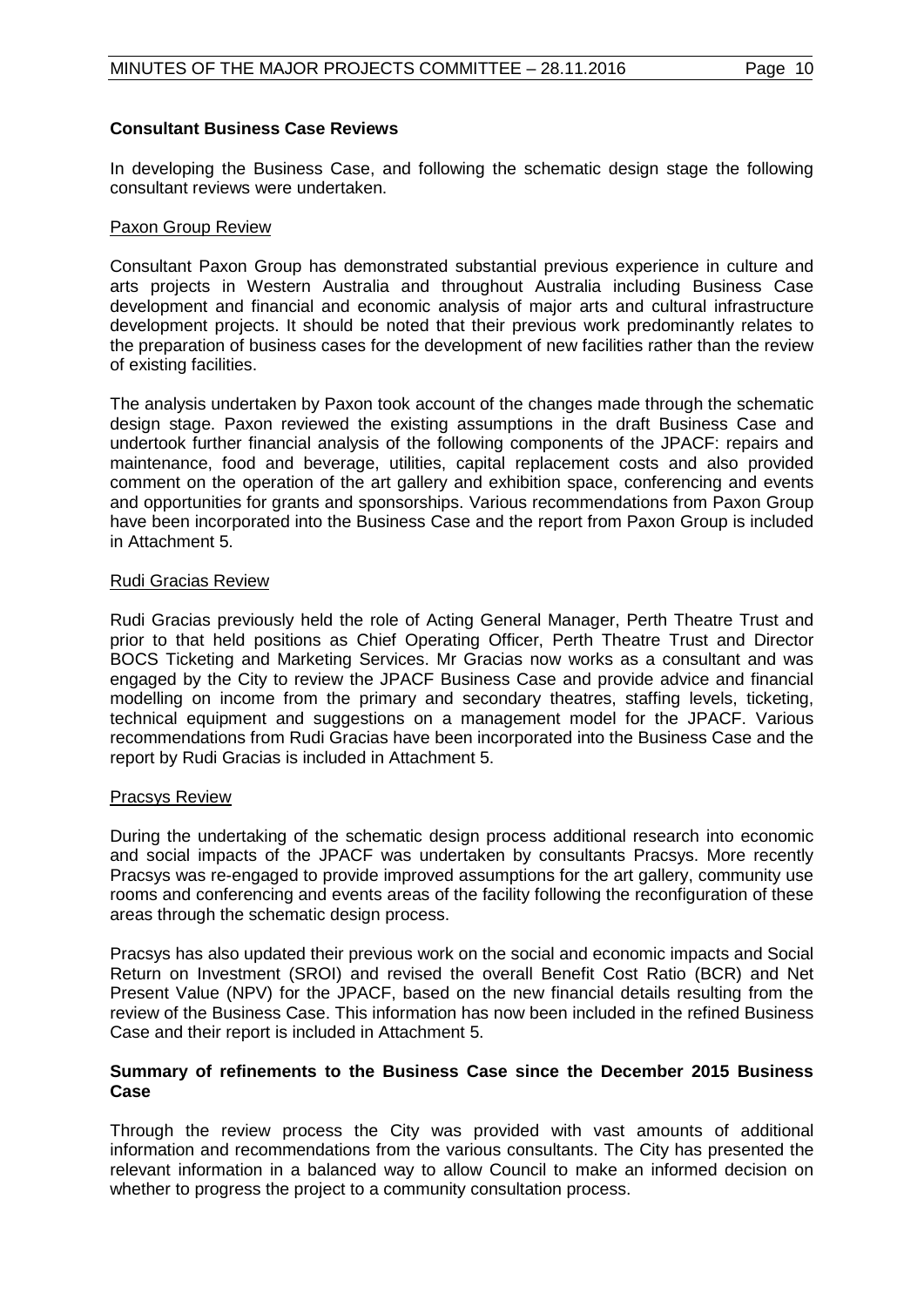**Consultant Business Case Reviews**

In developing the Business Case, and following the schematic design stage the following consultant reviews were undertaken.

Paxon Group Review

Consultant Paxon Group has demonstrated substantial previous experience in culture and arts projects in Western Australia and throughout Australia including Business Case development and financial and economic analysis of major arts and cultural infrastructure development projects. It should be noted that their previous work predominantly relates to the preparation of business cases for the development of new facilities rather than the review of existing facilities.

The analysis undertaken by Paxon took account of the changes made through the schematic design stage. Paxon reviewed the existing assumptions in the draft Business Case and undertook further financial analysis of the following components of the JPACF: repairs and maintenance, food and beverage, utilities, capital replacement costs and also provided comment on the operation of the art gallery and exhibition space, conferencing and events and opportunities for grants and sponsorships. Various recommendations from Paxon Group have been incorporated into the Business Case and the report from Paxon Group is included in Attachment 5.

Rudi Gracias Review

Rudi Gracias previously held the role of Acting General Manager, Perth Theatre Trust and prior to that held positions as Chief Operating Officer, Perth Theatre Trust and Director BOCS Ticketing and Marketing Services. Mr Gracias now works as a consultant and was engaged by the City to review the JPACF Business Case and provide advice and financial modelling on income from the primary and secondary theatres, staffing levels, ticketing, technical equipment and suggestions on a management model for the JPACF. Various recommendations from Rudi Gracias have been incorporated into the Business Case and the report by Rudi Gracias is included in Attachment 5.

Pracsys Review

During the undertaking of the schematic design process additional research into economic and social impacts of the JPACF was undertaken by consultants Pracsys. More recently Pracsys was re-engaged to provide improved assumptions for the art gallery, community use rooms and conferencing and events areas of the facility following the reconfiguration of these areas through the schematic design process.

Pracsys has also updated their previous work on the social and economic impacts and Social Return on Investment (SROI) and revised the overall Benefit Cost Ratio (BCR) and Net Present Value (NPV) for the JPACF, based on the new financial details resulting from the review of the Business Case. This information has now been included in the refined Business Case and their report is included in Attachment 5.

**Summary of refinements to the Business Case since the December 2015 Business Case**

Through the review process the City was provided with vast amounts of additional information and recommendations from the various consultants. The City has presented the relevant information in a balanced way to allow Council to make an informed decision on whether to progress the project to a community consultation process.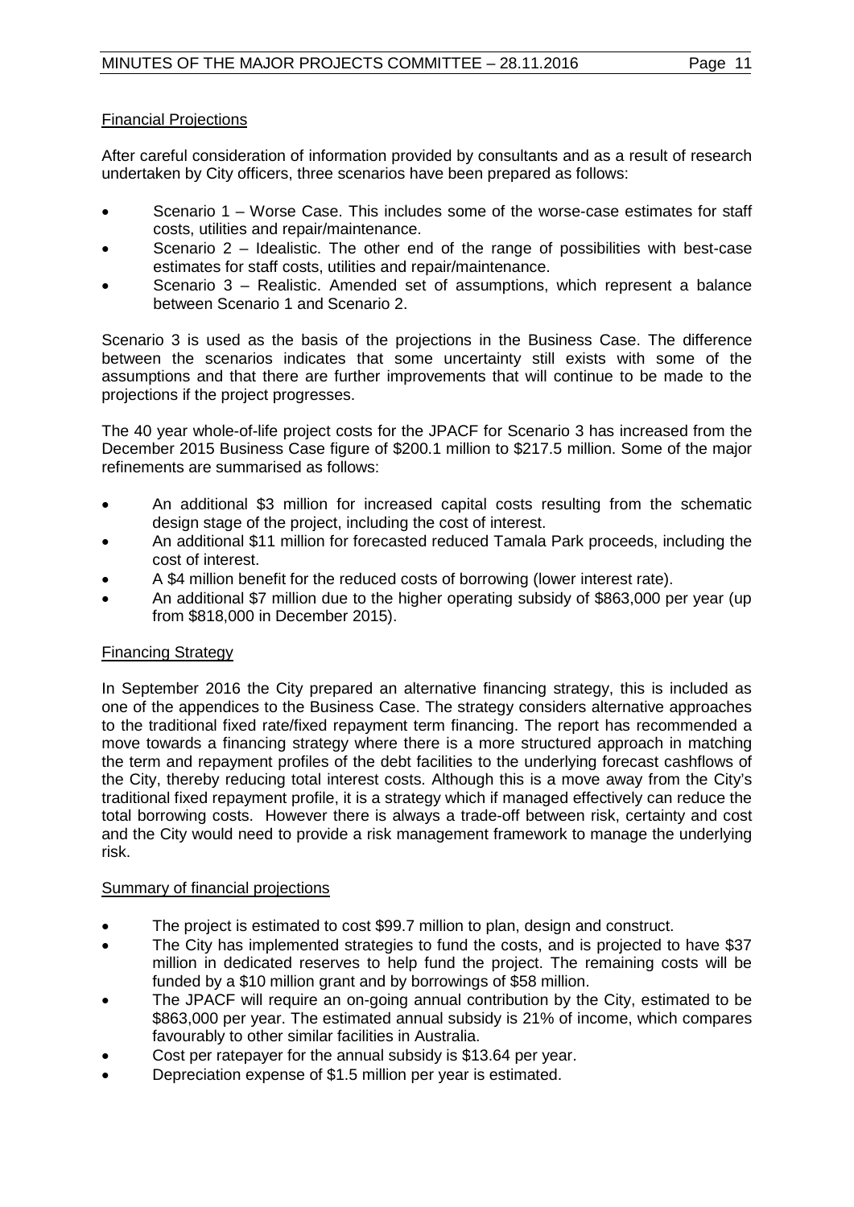Financial Projections

After careful consideration of information provided by consultants and as a result of research undertaken by City officers, three scenarios have been prepared as follows:

- Scenario 1 – Worse Case. This includes some of the worse-case estimates for staff costs, utilities and repair/maintenance.
- Scenario 2 – Idealistic. The other end of the range of possibilities with best-case estimates for staff costs, utilities and repair/maintenance.
- Scenario 3 – Realistic. Amended set of assumptions, which represent a balance between Scenario 1 and Scenario 2.

Scenario 3 is used as the basis of the projections in the Business Case. The difference between the scenarios indicates that some uncertainty still exists with some of the assumptions and that there are further improvements that will continue to be made to the projections if the project progresses.

The 40 year whole-of-life project costs for the JPACF for Scenario 3 has increased from the December 2015 Business Case figure of $200.1 million to $217.5 million. Some of the major refinements are summarised as follows:

- An additional $3 million for increased capital costs resulting from the schematic design stage of the project, including the cost of interest.
- An additional $11 million for forecasted reduced Tamala Park proceeds, including the cost of interest.
- A $4 million benefit for the reduced costs of borrowing (lower interest rate).
- An additional $7 million due to the higher operating subsidy of $863,000 per year (up from $818,000 in December 2015).

Financing Strategy

In September 2016 the City prepared an alternative financing strategy, this is included as one of the appendices to the Business Case. The strategy considers alternative approaches to the traditional fixed rate/fixed repayment term financing. The report has recommended a move towards a financing strategy where there is a more structured approach in matching the term and repayment profiles of the debt facilities to the underlying forecast cashflows of the City, thereby reducing total interest costs. Although this is a move away from the City's traditional fixed repayment profile, it is a strategy which if managed effectively can reduce the total borrowing costs. However there is always a trade-off between risk, certainty and cost and the City would need to provide a risk management framework to manage the underlying risk.

Summary of financial projections

- The project is estimated to cost $99.7 million to plan, design and construct.
- The City has implemented strategies to fund the costs, and is projected to have $37 million in dedicated reserves to help fund the project. The remaining costs will be funded by a $10 million grant and by borrowings of $58 million.
- The JPACF will require an on-going annual contribution by the City, estimated to be $863,000 per year. The estimated annual subsidy is 21% of income, which compares favourably to other similar facilities in Australia.
- Cost per ratepayer for the annual subsidy is $13.64 per year.
- Depreciation expense of $1.5 million per year is estimated.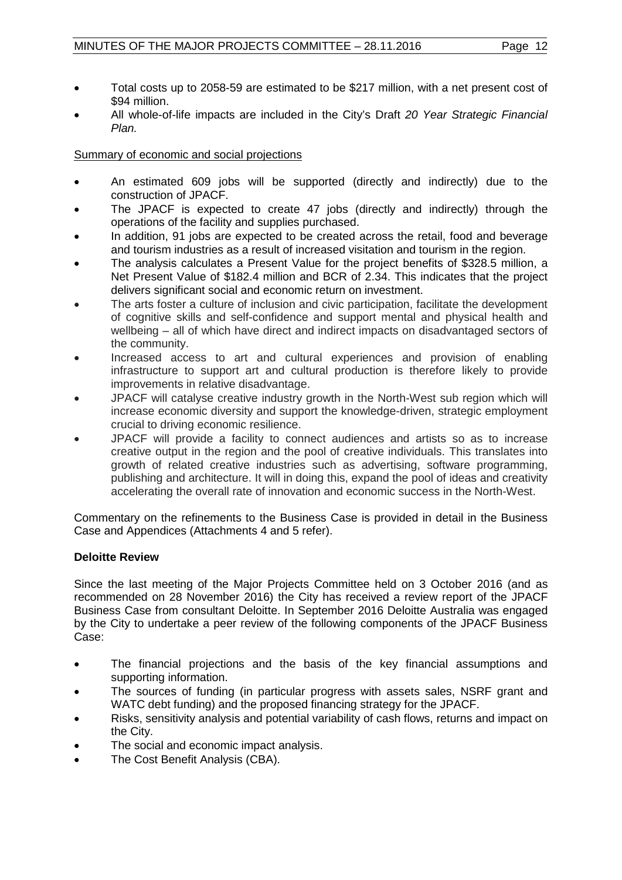- Total costs up to 2058-59 are estimated to be $217 million, with a net present cost of $94 million.
- All whole-of-life impacts are included in the City's Draft *20 Year Strategic Financial Plan.*

Summary of economic and social projections

- An estimated 609 jobs will be supported (directly and indirectly) due to the construction of JPACF.
- The JPACF is expected to create 47 jobs (directly and indirectly) through the operations of the facility and supplies purchased.
- In addition, 91 jobs are expected to be created across the retail, food and beverage and tourism industries as a result of increased visitation and tourism in the region.
- The analysis calculates a Present Value for the project benefits of $328.5 million, a Net Present Value of $182.4 million and BCR of 2.34. This indicates that the project delivers significant social and economic return on investment.
- The arts foster a culture of inclusion and civic participation, facilitate the development of cognitive skills and self-confidence and support mental and physical health and wellbeing – all of which have direct and indirect impacts on disadvantaged sectors of the community.
- Increased access to art and cultural experiences and provision of enabling infrastructure to support art and cultural production is therefore likely to provide improvements in relative disadvantage.
- JPACF will catalyse creative industry growth in the North-West sub region which will increase economic diversity and support the knowledge-driven, strategic employment crucial to driving economic resilience.
- JPACF will provide a facility to connect audiences and artists so as to increase creative output in the region and the pool of creative individuals. This translates into growth of related creative industries such as advertising, software programming, publishing and architecture. It will in doing this, expand the pool of ideas and creativity accelerating the overall rate of innovation and economic success in the North-West.

Commentary on the refinements to the Business Case is provided in detail in the Business Case and Appendices (Attachments 4 and 5 refer).

**Deloitte Review**

Since the last meeting of the Major Projects Committee held on 3 October 2016 (and as recommended on 28 November 2016) the City has received a review report of the JPACF Business Case from consultant Deloitte. In September 2016 Deloitte Australia was engaged by the City to undertake a peer review of the following components of the JPACF Business Case:

- The financial projections and the basis of the key financial assumptions and supporting information.
- The sources of funding (in particular progress with assets sales, NSRF grant and WATC debt funding) and the proposed financing strategy for the JPACF.
- Risks, sensitivity analysis and potential variability of cash flows, returns and impact on the City.
- The social and economic impact analysis.
- The Cost Benefit Analysis (CBA).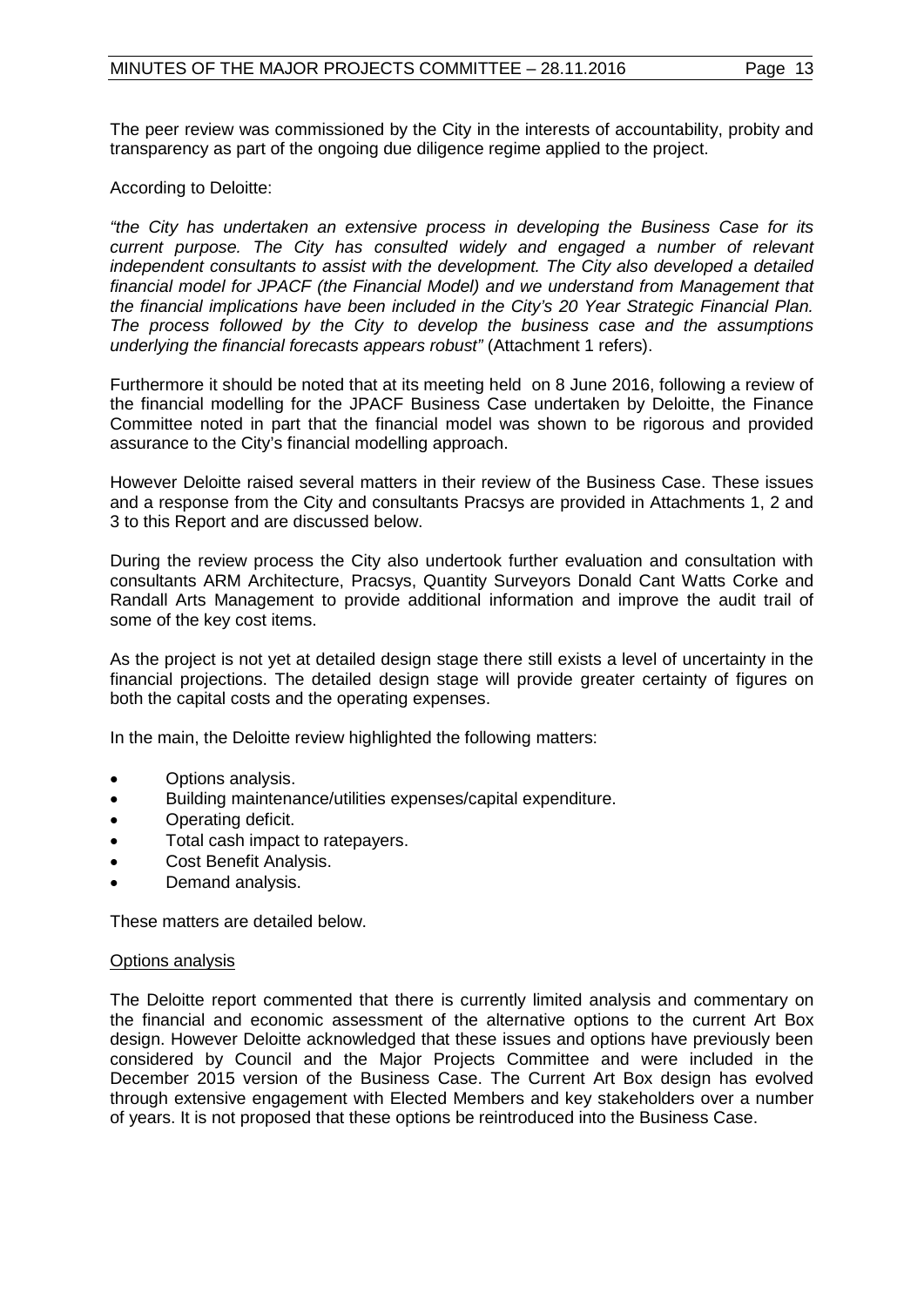The peer review was commissioned by the City in the interests of accountability, probity and transparency as part of the ongoing due diligence regime applied to the project.

According to Deloitte:

*"the City has undertaken an extensive process in developing the Business Case for its current purpose. The City has consulted widely and engaged a number of relevant independent consultants to assist with the development. The City also developed a detailed financial model for JPACF (the Financial Model) and we understand from Management that the financial implications have been included in the City's 20 Year Strategic Financial Plan. The process followed by the City to develop the business case and the assumptions underlying the financial forecasts appears robust"* (Attachment 1 refers).

Furthermore it should be noted that at its meeting held on 8 June 2016, following a review of the financial modelling for the JPACF Business Case undertaken by Deloitte, the Finance Committee noted in part that the financial model was shown to be rigorous and provided assurance to the City's financial modelling approach.

However Deloitte raised several matters in their review of the Business Case. These issues and a response from the City and consultants Pracsys are provided in Attachments 1, 2 and 3 to this Report and are discussed below.

During the review process the City also undertook further evaluation and consultation with consultants ARM Architecture, Pracsys, Quantity Surveyors Donald Cant Watts Corke and Randall Arts Management to provide additional information and improve the audit trail of some of the key cost items.

As the project is not yet at detailed design stage there still exists a level of uncertainty in the financial projections. The detailed design stage will provide greater certainty of figures on both the capital costs and the operating expenses.

In the main, the Deloitte review highlighted the following matters:

- Options analysis.
- Building maintenance/utilities expenses/capital expenditure.
- Operating deficit.
- Total cash impact to ratepayers.
- Cost Benefit Analysis.
- Demand analysis.

These matters are detailed below.

<u>Options analysis</u>

The Deloitte report commented that there is currently limited analysis and commentary on the financial and economic assessment of the alternative options to the current Art Box design. However Deloitte acknowledged that these issues and options have previously been considered by Council and the Major Projects Committee and were included in the December 2015 version of the Business Case. The Current Art Box design has evolved through extensive engagement with Elected Members and key stakeholders over a number of years. It is not proposed that these options be reintroduced into the Business Case.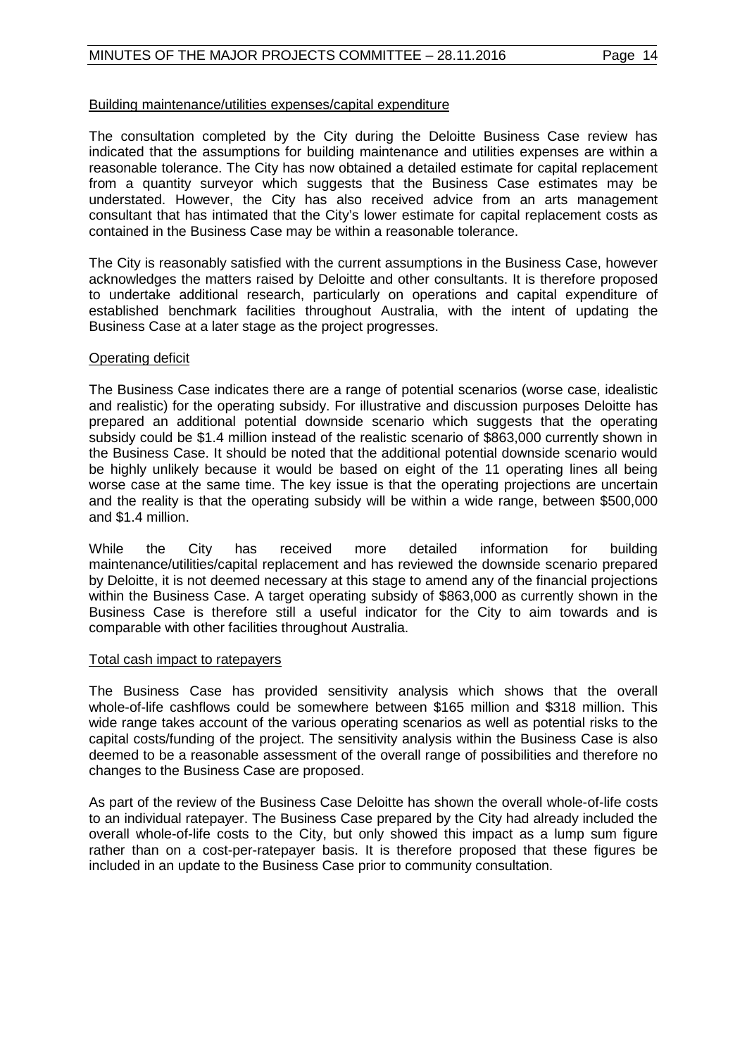Building maintenance/utilities expenses/capital expenditure

The consultation completed by the City during the Deloitte Business Case review has indicated that the assumptions for building maintenance and utilities expenses are within a reasonable tolerance. The City has now obtained a detailed estimate for capital replacement from a quantity surveyor which suggests that the Business Case estimates may be understated. However, the City has also received advice from an arts management consultant that has intimated that the City's lower estimate for capital replacement costs as contained in the Business Case may be within a reasonable tolerance.

The City is reasonably satisfied with the current assumptions in the Business Case, however acknowledges the matters raised by Deloitte and other consultants. It is therefore proposed to undertake additional research, particularly on operations and capital expenditure of established benchmark facilities throughout Australia, with the intent of updating the Business Case at a later stage as the project progresses.

Operating deficit

The Business Case indicates there are a range of potential scenarios (worse case, idealistic and realistic) for the operating subsidy. For illustrative and discussion purposes Deloitte has prepared an additional potential downside scenario which suggests that the operating subsidy could be $1.4 million instead of the realistic scenario of $863,000 currently shown in the Business Case. It should be noted that the additional potential downside scenario would be highly unlikely because it would be based on eight of the 11 operating lines all being worse case at the same time. The key issue is that the operating projections are uncertain and the reality is that the operating subsidy will be within a wide range, between $500,000 and $1.4 million.

While the City has received more detailed information for building maintenance/utilities/capital replacement and has reviewed the downside scenario prepared by Deloitte, it is not deemed necessary at this stage to amend any of the financial projections within the Business Case. A target operating subsidy of $863,000 as currently shown in the Business Case is therefore still a useful indicator for the City to aim towards and is comparable with other facilities throughout Australia.

Total cash impact to ratepayers

The Business Case has provided sensitivity analysis which shows that the overall whole-of-life cashflows could be somewhere between $165 million and $318 million. This wide range takes account of the various operating scenarios as well as potential risks to the capital costs/funding of the project. The sensitivity analysis within the Business Case is also deemed to be a reasonable assessment of the overall range of possibilities and therefore no changes to the Business Case are proposed.

As part of the review of the Business Case Deloitte has shown the overall whole-of-life costs to an individual ratepayer. The Business Case prepared by the City had already included the overall whole-of-life costs to the City, but only showed this impact as a lump sum figure rather than on a cost-per-ratepayer basis. It is therefore proposed that these figures be included in an update to the Business Case prior to community consultation.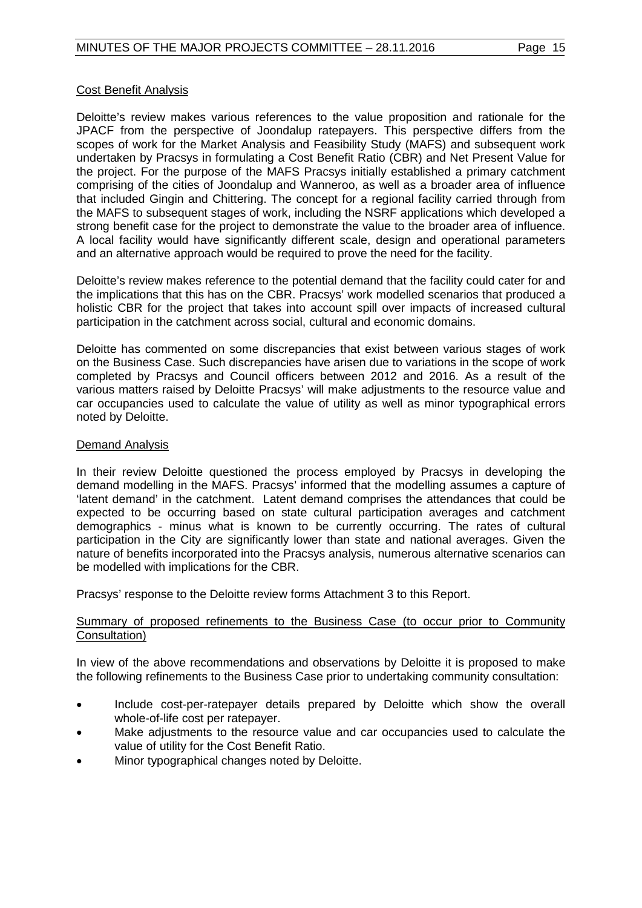Cost Benefit Analysis

Deloitte's review makes various references to the value proposition and rationale for the JPACF from the perspective of Joondalup ratepayers. This perspective differs from the scopes of work for the Market Analysis and Feasibility Study (MAFS) and subsequent work undertaken by Pracsys in formulating a Cost Benefit Ratio (CBR) and Net Present Value for the project. For the purpose of the MAFS Pracsys initially established a primary catchment comprising of the cities of Joondalup and Wanneroo, as well as a broader area of influence that included Gingin and Chittering. The concept for a regional facility carried through from the MAFS to subsequent stages of work, including the NSRF applications which developed a strong benefit case for the project to demonstrate the value to the broader area of influence. A local facility would have significantly different scale, design and operational parameters and an alternative approach would be required to prove the need for the facility.

Deloitte's review makes reference to the potential demand that the facility could cater for and the implications that this has on the CBR. Pracsys' work modelled scenarios that produced a holistic CBR for the project that takes into account spill over impacts of increased cultural participation in the catchment across social, cultural and economic domains.

Deloitte has commented on some discrepancies that exist between various stages of work on the Business Case. Such discrepancies have arisen due to variations in the scope of work completed by Pracsys and Council officers between 2012 and 2016. As a result of the various matters raised by Deloitte Pracsys' will make adjustments to the resource value and car occupancies used to calculate the value of utility as well as minor typographical errors noted by Deloitte.

Demand Analysis

In their review Deloitte questioned the process employed by Pracsys in developing the demand modelling in the MAFS. Pracsys' informed that the modelling assumes a capture of 'latent demand' in the catchment. Latent demand comprises the attendances that could be expected to be occurring based on state cultural participation averages and catchment demographics - minus what is known to be currently occurring. The rates of cultural participation in the City are significantly lower than state and national averages. Given the nature of benefits incorporated into the Pracsys analysis, numerous alternative scenarios can be modelled with implications for the CBR.

Pracsys' response to the Deloitte review forms Attachment 3 to this Report.

Summary of proposed refinements to the Business Case (to occur prior to Community Consultation)

In view of the above recommendations and observations by Deloitte it is proposed to make the following refinements to the Business Case prior to undertaking community consultation:

- Include cost-per-ratepayer details prepared by Deloitte which show the overall whole-of-life cost per ratepayer.
- Make adjustments to the resource value and car occupancies used to calculate the value of utility for the Cost Benefit Ratio.
- Minor typographical changes noted by Deloitte.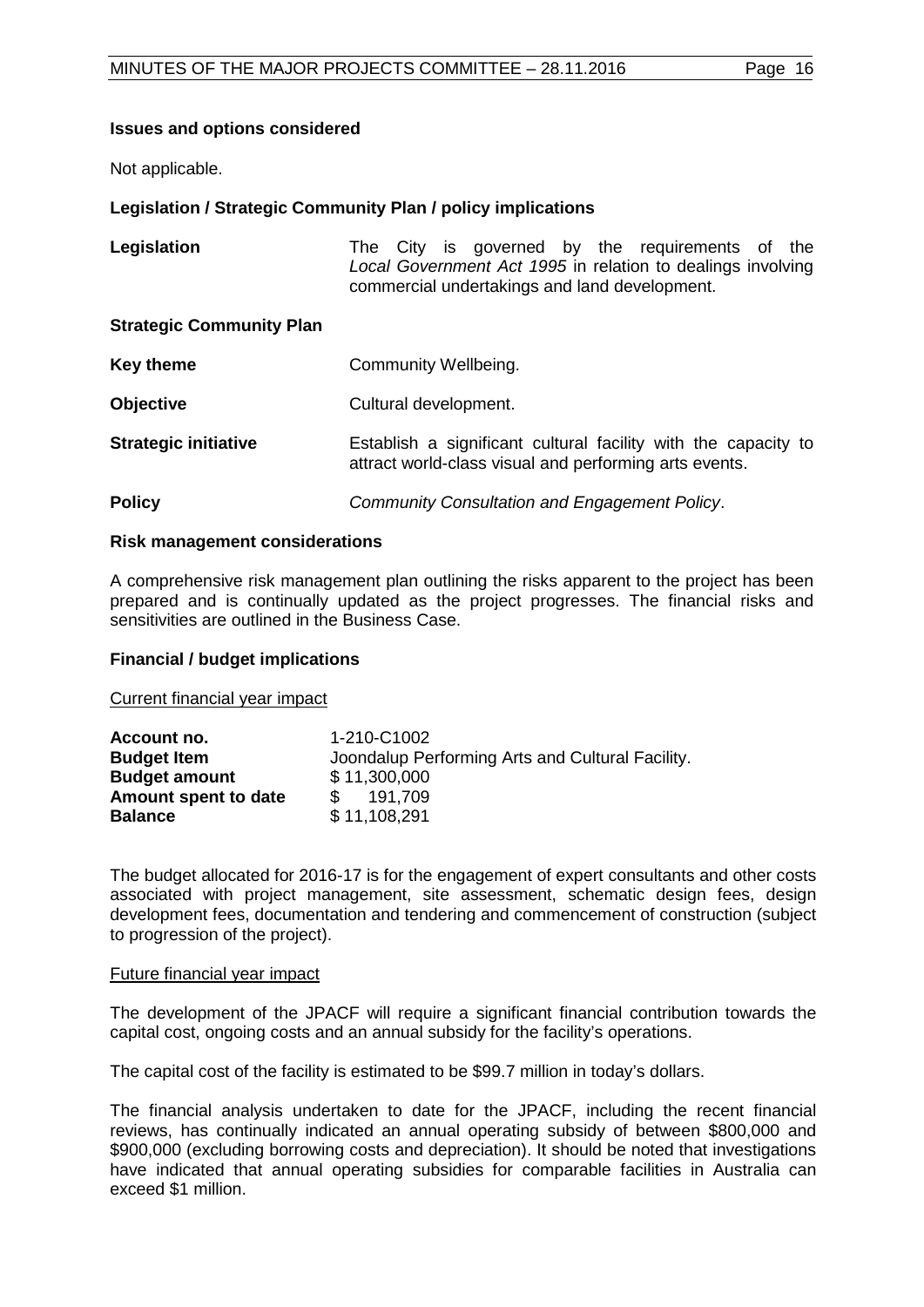**Issues and options considered**

Not applicable.

**Legislation / Strategic Community Plan / policy implications**

| | |
|---|---|
| **Legislation** | The City is governed by the requirements of the *Local Government Act 1995* in relation to dealings involving commercial undertakings and land development. |
| **Strategic Community Plan** | |
| **Key theme** | Community Wellbeing. |
| **Objective** | Cultural development. |
| **Strategic initiative** | Establish a significant cultural facility with the capacity to attract world-class visual and performing arts events. |
| **Policy** | *Community Consultation and Engagement Policy*. |

**Risk management considerations**

A comprehensive risk management plan outlining the risks apparent to the project has been prepared and is continually updated as the project progresses. The financial risks and sensitivities are outlined in the Business Case.

**Financial / budget implications**

Current financial year impact

| | |
|---|---|
| **Account no.** | 1-210-C1002 |
| **Budget Item** | Joondalup Performing Arts and Cultural Facility. |
| **Budget amount** | $ 11,300,000 |
| **Amount spent to date** | $ 191,709 |
| **Balance** | $ 11,108,291 |

The budget allocated for 2016-17 is for the engagement of expert consultants and other costs associated with project management, site assessment, schematic design fees, design development fees, documentation and tendering and commencement of construction (subject to progression of the project).

Future financial year impact

The development of the JPACF will require a significant financial contribution towards the capital cost, ongoing costs and an annual subsidy for the facility's operations.

The capital cost of the facility is estimated to be $99.7 million in today's dollars.

The financial analysis undertaken to date for the JPACF, including the recent financial reviews, has continually indicated an annual operating subsidy of between $800,000 and $900,000 (excluding borrowing costs and depreciation). It should be noted that investigations have indicated that annual operating subsidies for comparable facilities in Australia can exceed $1 million.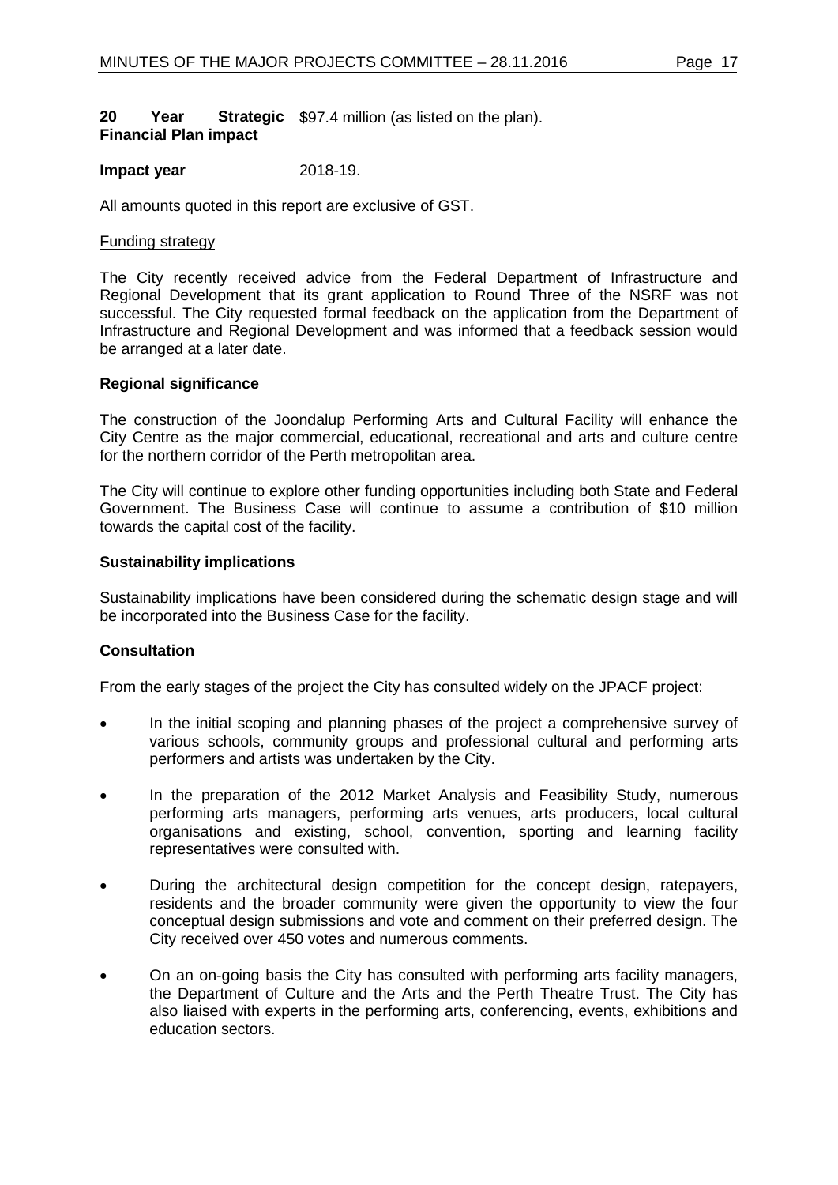**20 Year Strategic Financial Plan impact** $97.4 million (as listed on the plan).

**Impact year** 2018-19.

All amounts quoted in this report are exclusive of GST.

Funding strategy

The City recently received advice from the Federal Department of Infrastructure and Regional Development that its grant application to Round Three of the NSRF was not successful. The City requested formal feedback on the application from the Department of Infrastructure and Regional Development and was informed that a feedback session would be arranged at a later date.

**Regional significance**

The construction of the Joondalup Performing Arts and Cultural Facility will enhance the City Centre as the major commercial, educational, recreational and arts and culture centre for the northern corridor of the Perth metropolitan area.

The City will continue to explore other funding opportunities including both State and Federal Government. The Business Case will continue to assume a contribution of $10 million towards the capital cost of the facility.

**Sustainability implications**

Sustainability implications have been considered during the schematic design stage and will be incorporated into the Business Case for the facility.

**Consultation**

From the early stages of the project the City has consulted widely on the JPACF project:

- In the initial scoping and planning phases of the project a comprehensive survey of various schools, community groups and professional cultural and performing arts performers and artists was undertaken by the City.
- In the preparation of the 2012 Market Analysis and Feasibility Study, numerous performing arts managers, performing arts venues, arts producers, local cultural organisations and existing, school, convention, sporting and learning facility representatives were consulted with.
- During the architectural design competition for the concept design, ratepayers, residents and the broader community were given the opportunity to view the four conceptual design submissions and vote and comment on their preferred design. The City received over 450 votes and numerous comments.
- On an on-going basis the City has consulted with performing arts facility managers, the Department of Culture and the Arts and the Perth Theatre Trust. The City has also liaised with experts in the performing arts, conferencing, events, exhibitions and education sectors.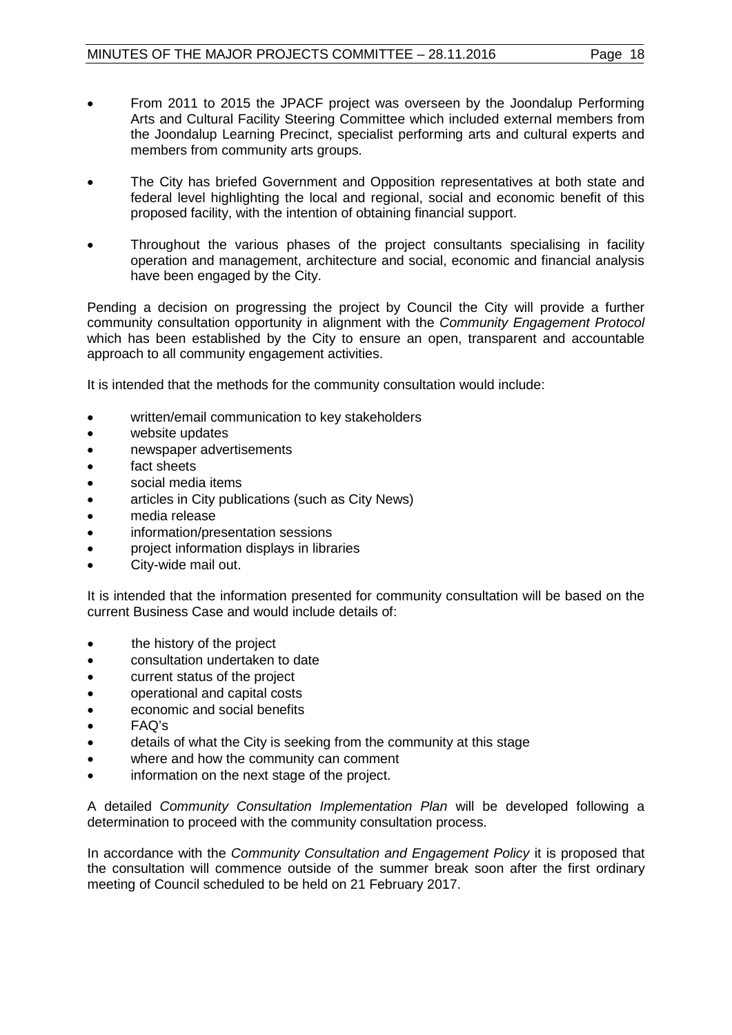- From 2011 to 2015 the JPACF project was overseen by the Joondalup Performing Arts and Cultural Facility Steering Committee which included external members from the Joondalup Learning Precinct, specialist performing arts and cultural experts and members from community arts groups.

- The City has briefed Government and Opposition representatives at both state and federal level highlighting the local and regional, social and economic benefit of this proposed facility, with the intention of obtaining financial support.

- Throughout the various phases of the project consultants specialising in facility operation and management, architecture and social, economic and financial analysis have been engaged by the City.

Pending a decision on progressing the project by Council the City will provide a further community consultation opportunity in alignment with the *Community Engagement Protocol* which has been established by the City to ensure an open, transparent and accountable approach to all community engagement activities.

It is intended that the methods for the community consultation would include:

- written/email communication to key stakeholders
- website updates
- newspaper advertisements
- fact sheets
- social media items
- articles in City publications (such as City News)
- media release
- information/presentation sessions
- project information displays in libraries
- City-wide mail out.

It is intended that the information presented for community consultation will be based on the current Business Case and would include details of:

- the history of the project
- consultation undertaken to date
- current status of the project
- operational and capital costs
- economic and social benefits
- FAQ's
- details of what the City is seeking from the community at this stage
- where and how the community can comment
- information on the next stage of the project.

A detailed *Community Consultation Implementation Plan* will be developed following a determination to proceed with the community consultation process.

In accordance with the *Community Consultation and Engagement Policy* it is proposed that the consultation will commence outside of the summer break soon after the first ordinary meeting of Council scheduled to be held on 21 February 2017.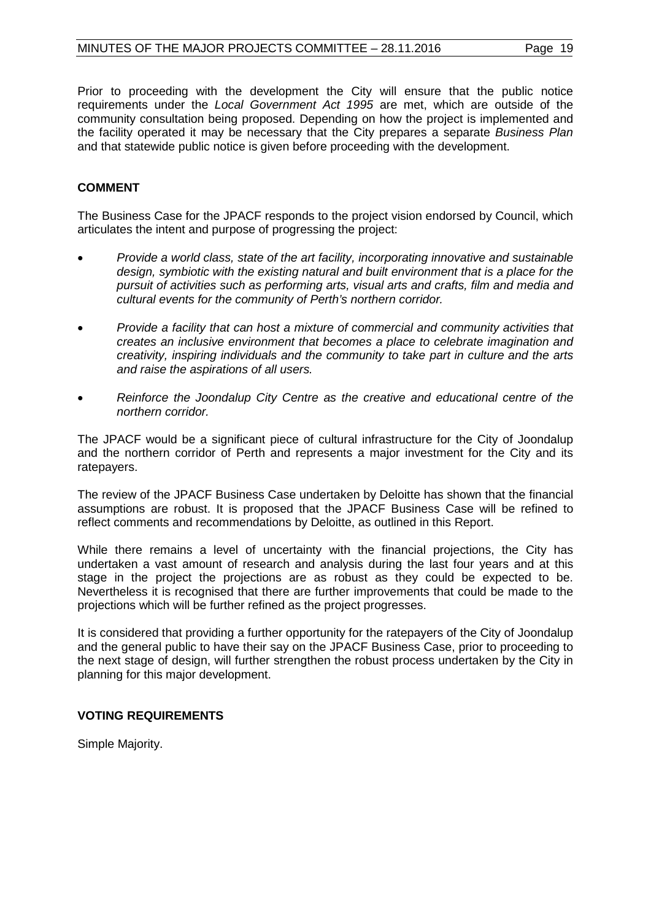Prior to proceeding with the development the City will ensure that the public notice requirements under the *Local Government Act 1995* are met, which are outside of the community consultation being proposed. Depending on how the project is implemented and the facility operated it may be necessary that the City prepares a separate *Business Plan* and that statewide public notice is given before proceeding with the development.

## COMMENT

The Business Case for the JPACF responds to the project vision endorsed by Council, which articulates the intent and purpose of progressing the project:

- *Provide a world class, state of the art facility, incorporating innovative and sustainable design, symbiotic with the existing natural and built environment that is a place for the pursuit of activities such as performing arts, visual arts and crafts, film and media and cultural events for the community of Perth's northern corridor.*
- *Provide a facility that can host a mixture of commercial and community activities that creates an inclusive environment that becomes a place to celebrate imagination and creativity, inspiring individuals and the community to take part in culture and the arts and raise the aspirations of all users.*
- *Reinforce the Joondalup City Centre as the creative and educational centre of the northern corridor.*

The JPACF would be a significant piece of cultural infrastructure for the City of Joondalup and the northern corridor of Perth and represents a major investment for the City and its ratepayers.

The review of the JPACF Business Case undertaken by Deloitte has shown that the financial assumptions are robust. It is proposed that the JPACF Business Case will be refined to reflect comments and recommendations by Deloitte, as outlined in this Report.

While there remains a level of uncertainty with the financial projections, the City has undertaken a vast amount of research and analysis during the last four years and at this stage in the project the projections are as robust as they could be expected to be. Nevertheless it is recognised that there are further improvements that could be made to the projections which will be further refined as the project progresses.

It is considered that providing a further opportunity for the ratepayers of the City of Joondalup and the general public to have their say on the JPACF Business Case, prior to proceeding to the next stage of design, will further strengthen the robust process undertaken by the City in planning for this major development.

## VOTING REQUIREMENTS

Simple Majority.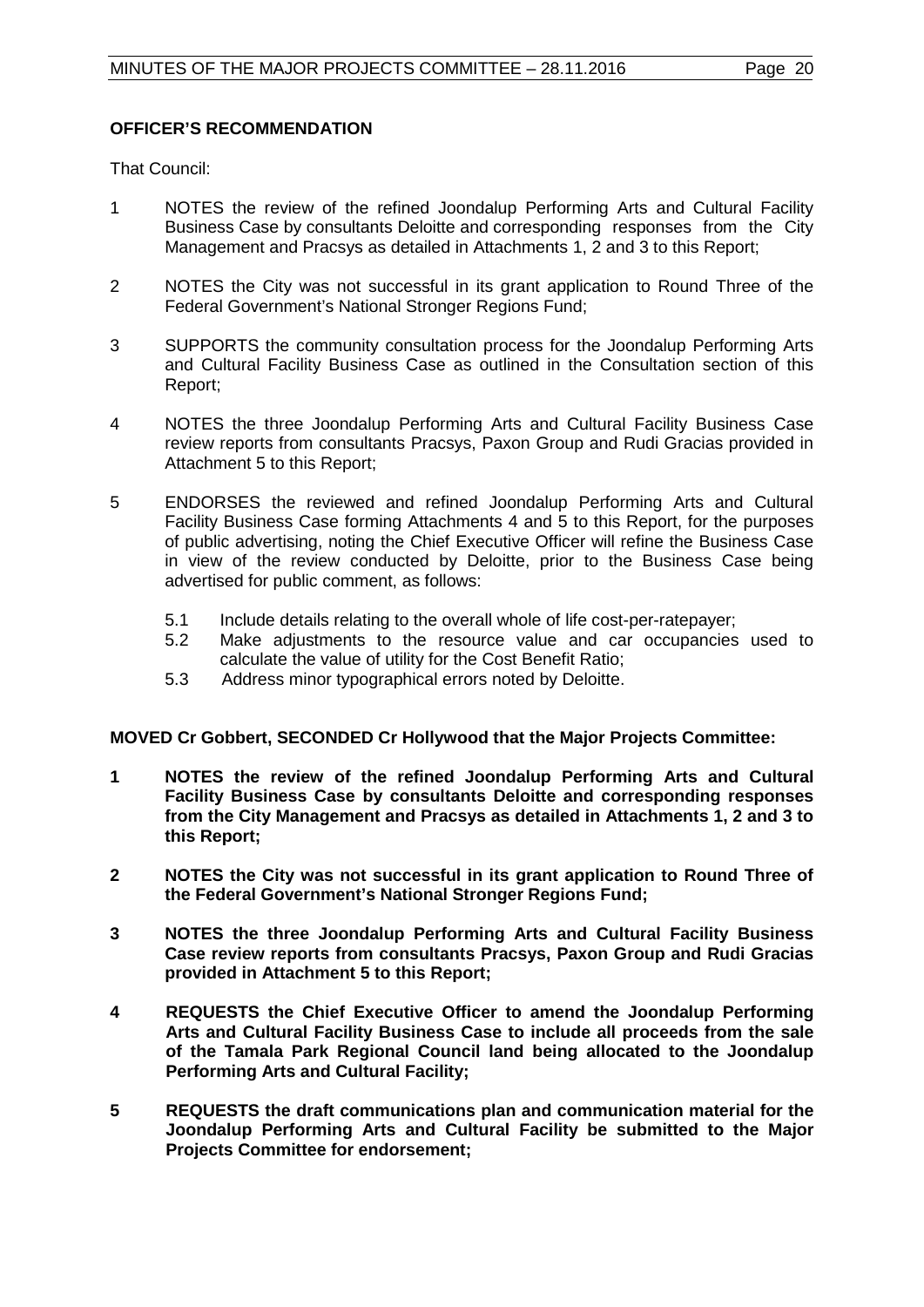**OFFICER'S RECOMMENDATION**

That Council:

1. NOTES the review of the refined Joondalup Performing Arts and Cultural Facility Business Case by consultants Deloitte and corresponding responses from the City Management and Pracsys as detailed in Attachments 1, 2 and 3 to this Report;

2. NOTES the City was not successful in its grant application to Round Three of the Federal Government's National Stronger Regions Fund;

3. SUPPORTS the community consultation process for the Joondalup Performing Arts and Cultural Facility Business Case as outlined in the Consultation section of this Report;

4. NOTES the three Joondalup Performing Arts and Cultural Facility Business Case review reports from consultants Pracsys, Paxon Group and Rudi Gracias provided in Attachment 5 to this Report;

5. ENDORSES the reviewed and refined Joondalup Performing Arts and Cultural Facility Business Case forming Attachments 4 and 5 to this Report, for the purposes of public advertising, noting the Chief Executive Officer will refine the Business Case in view of the review conducted by Deloitte, prior to the Business Case being advertised for public comment, as follows:

   5.1 Include details relating to the overall whole of life cost-per-ratepayer;
   5.2 Make adjustments to the resource value and car occupancies used to calculate the value of utility for the Cost Benefit Ratio;
   5.3 Address minor typographical errors noted by Deloitte.

**MOVED Cr Gobbert, SECONDED Cr Hollywood that the Major Projects Committee:**

**1 NOTES the review of the refined Joondalup Performing Arts and Cultural Facility Business Case by consultants Deloitte and corresponding responses from the City Management and Pracsys as detailed in Attachments 1, 2 and 3 to this Report;**

**2 NOTES the City was not successful in its grant application to Round Three of the Federal Government's National Stronger Regions Fund;**

**3 NOTES the three Joondalup Performing Arts and Cultural Facility Business Case review reports from consultants Pracsys, Paxon Group and Rudi Gracias provided in Attachment 5 to this Report;**

**4 REQUESTS the Chief Executive Officer to amend the Joondalup Performing Arts and Cultural Facility Business Case to include all proceeds from the sale of the Tamala Park Regional Council land being allocated to the Joondalup Performing Arts and Cultural Facility;**

**5 REQUESTS the draft communications plan and communication material for the Joondalup Performing Arts and Cultural Facility be submitted to the Major Projects Committee for endorsement;**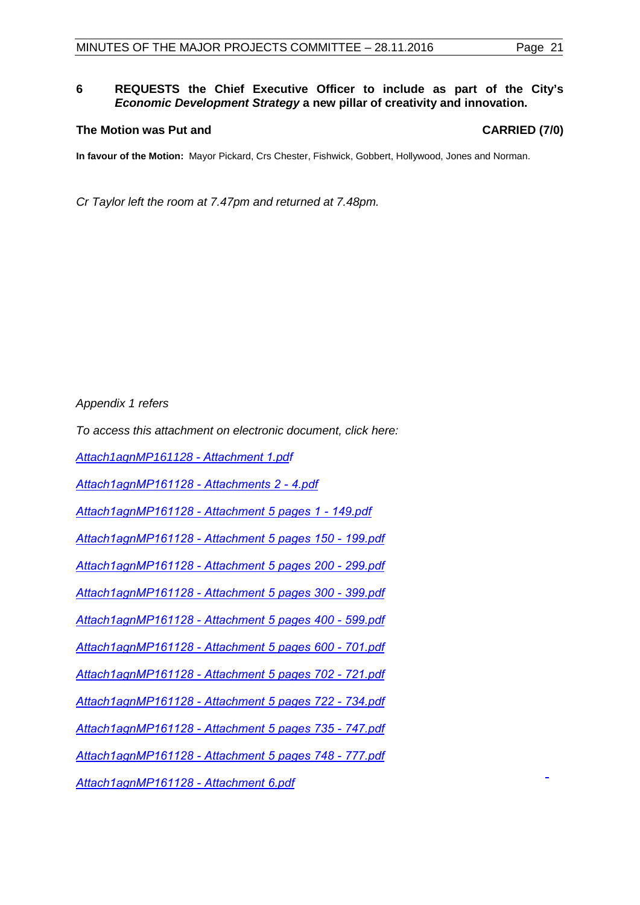**6 REQUESTS the Chief Executive Officer to include as part of the City's *Economic Development Strategy* a new pillar of creativity and innovation.**

**The Motion was Put and CARRIED (7/0)**

**In favour of the Motion:** Mayor Pickard, Crs Chester, Fishwick, Gobbert, Hollywood, Jones and Norman.

*Cr Taylor left the room at 7.47pm and returned at 7.48pm.*

*Appendix 1 refers*

*To access this attachment on electronic document, click here:*

*Attach1agnMP161128 - Attachment 1.pdf*

*Attach1agnMP161128 - Attachments 2 - 4.pdf*

*Attach1agnMP161128 - Attachment 5 pages 1 - 149.pdf*

*Attach1agnMP161128 - Attachment 5 pages 150 - 199.pdf*

*Attach1agnMP161128 - Attachment 5 pages 200 - 299.pdf*

*Attach1agnMP161128 - Attachment 5 pages 300 - 399.pdf*

*Attach1agnMP161128 - Attachment 5 pages 400 - 599.pdf*

*Attach1agnMP161128 - Attachment 5 pages 600 - 701.pdf*

*Attach1agnMP161128 - Attachment 5 pages 702 - 721.pdf*

*Attach1agnMP161128 - Attachment 5 pages 722 - 734.pdf*

*Attach1agnMP161128 - Attachment 5 pages 735 - 747.pdf*

*Attach1agnMP161128 - Attachment 5 pages 748 - 777.pdf*

*Attach1agnMP161128 - Attachment 6.pdf*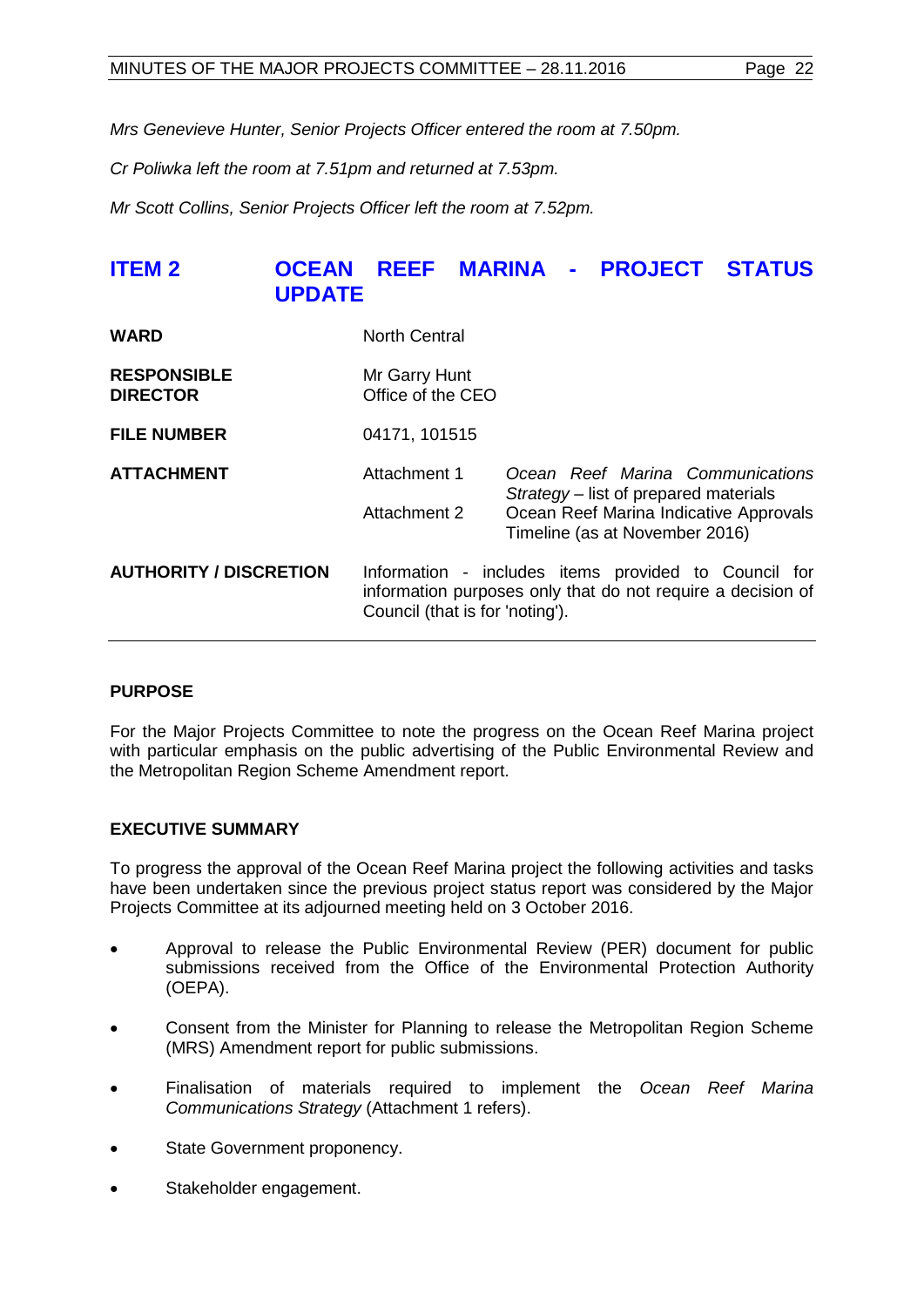*Mrs Genevieve Hunter, Senior Projects Officer entered the room at 7.50pm.*

*Cr Poliwka left the room at 7.51pm and returned at 7.53pm.*

*Mr Scott Collins, Senior Projects Officer left the room at 7.52pm.*

## ITEM 2 OCEAN REEF MARINA - PROJECT STATUS UPDATE

| | | |
|---|---|---|
| **WARD** | North Central | |
| **RESPONSIBLE DIRECTOR** | Mr Garry Hunt<br>Office of the CEO | |
| **FILE NUMBER** | 04171, 101515 | |
| **ATTACHMENT** | Attachment 1 | *Ocean Reef Marina Communications Strategy* – list of prepared materials |
| | Attachment 2 | Ocean Reef Marina Indicative Approvals Timeline (as at November 2016) |
| **AUTHORITY / DISCRETION** | Information - includes items provided to Council for information purposes only that do not require a decision of Council (that is for 'noting'). | |

### PURPOSE

For the Major Projects Committee to note the progress on the Ocean Reef Marina project with particular emphasis on the public advertising of the Public Environmental Review and the Metropolitan Region Scheme Amendment report.

### EXECUTIVE SUMMARY

To progress the approval of the Ocean Reef Marina project the following activities and tasks have been undertaken since the previous project status report was considered by the Major Projects Committee at its adjourned meeting held on 3 October 2016.

- Approval to release the Public Environmental Review (PER) document for public submissions received from the Office of the Environmental Protection Authority (OEPA).
- Consent from the Minister for Planning to release the Metropolitan Region Scheme (MRS) Amendment report for public submissions.
- Finalisation of materials required to implement the *Ocean Reef Marina Communications Strategy* (Attachment 1 refers).
- State Government proponency.
- Stakeholder engagement.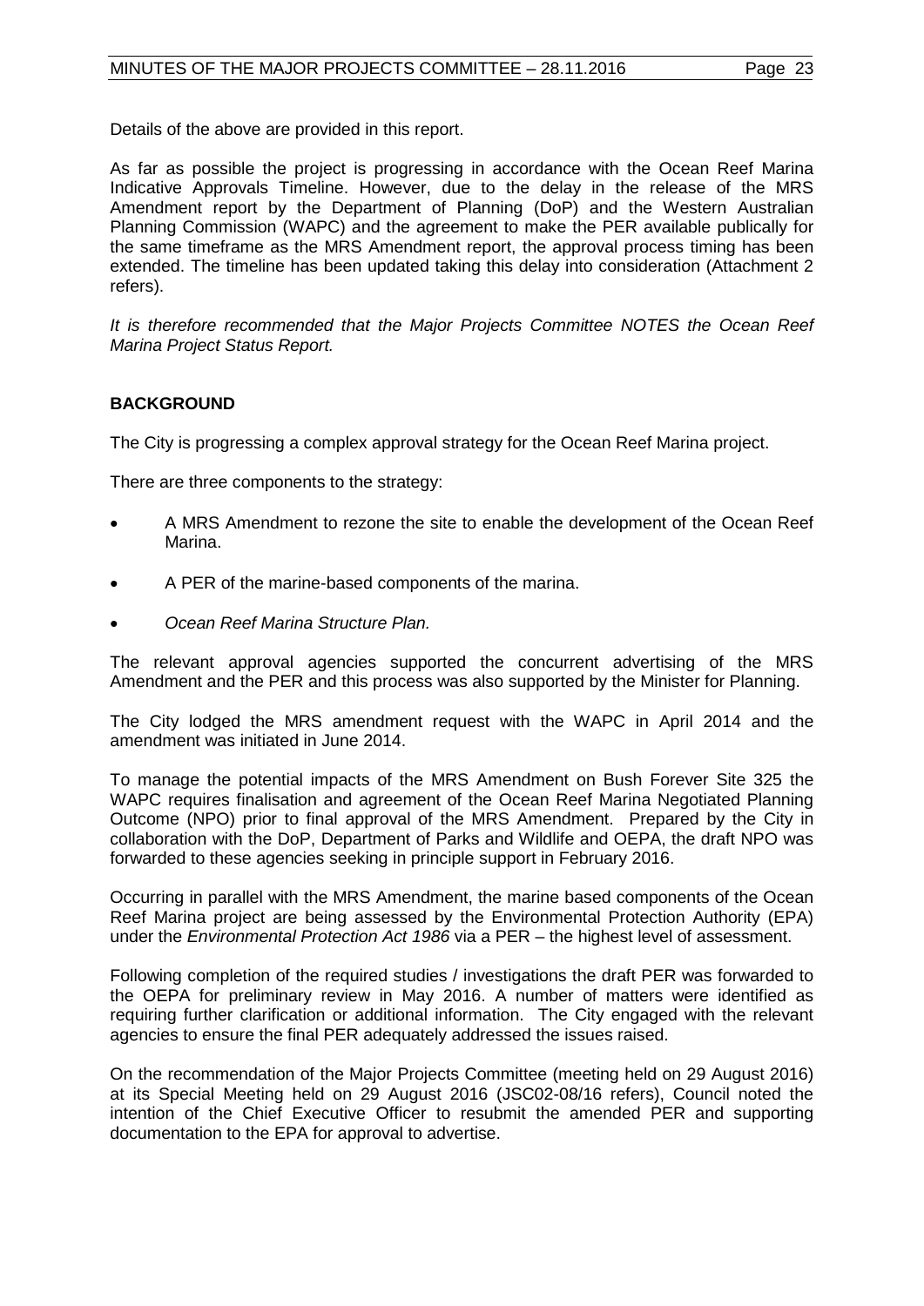Details of the above are provided in this report.

As far as possible the project is progressing in accordance with the Ocean Reef Marina Indicative Approvals Timeline. However, due to the delay in the release of the MRS Amendment report by the Department of Planning (DoP) and the Western Australian Planning Commission (WAPC) and the agreement to make the PER available publically for the same timeframe as the MRS Amendment report, the approval process timing has been extended. The timeline has been updated taking this delay into consideration (Attachment 2 refers).

*It is therefore recommended that the Major Projects Committee NOTES the Ocean Reef Marina Project Status Report.*

## BACKGROUND

The City is progressing a complex approval strategy for the Ocean Reef Marina project.

There are three components to the strategy:

- A MRS Amendment to rezone the site to enable the development of the Ocean Reef Marina.
- A PER of the marine-based components of the marina.
- *Ocean Reef Marina Structure Plan.*

The relevant approval agencies supported the concurrent advertising of the MRS Amendment and the PER and this process was also supported by the Minister for Planning.

The City lodged the MRS amendment request with the WAPC in April 2014 and the amendment was initiated in June 2014.

To manage the potential impacts of the MRS Amendment on Bush Forever Site 325 the WAPC requires finalisation and agreement of the Ocean Reef Marina Negotiated Planning Outcome (NPO) prior to final approval of the MRS Amendment. Prepared by the City in collaboration with the DoP, Department of Parks and Wildlife and OEPA, the draft NPO was forwarded to these agencies seeking in principle support in February 2016.

Occurring in parallel with the MRS Amendment, the marine based components of the Ocean Reef Marina project are being assessed by the Environmental Protection Authority (EPA) under the *Environmental Protection Act 1986* via a PER – the highest level of assessment.

Following completion of the required studies / investigations the draft PER was forwarded to the OEPA for preliminary review in May 2016. A number of matters were identified as requiring further clarification or additional information. The City engaged with the relevant agencies to ensure the final PER adequately addressed the issues raised.

On the recommendation of the Major Projects Committee (meeting held on 29 August 2016) at its Special Meeting held on 29 August 2016 (JSC02-08/16 refers), Council noted the intention of the Chief Executive Officer to resubmit the amended PER and supporting documentation to the EPA for approval to advertise.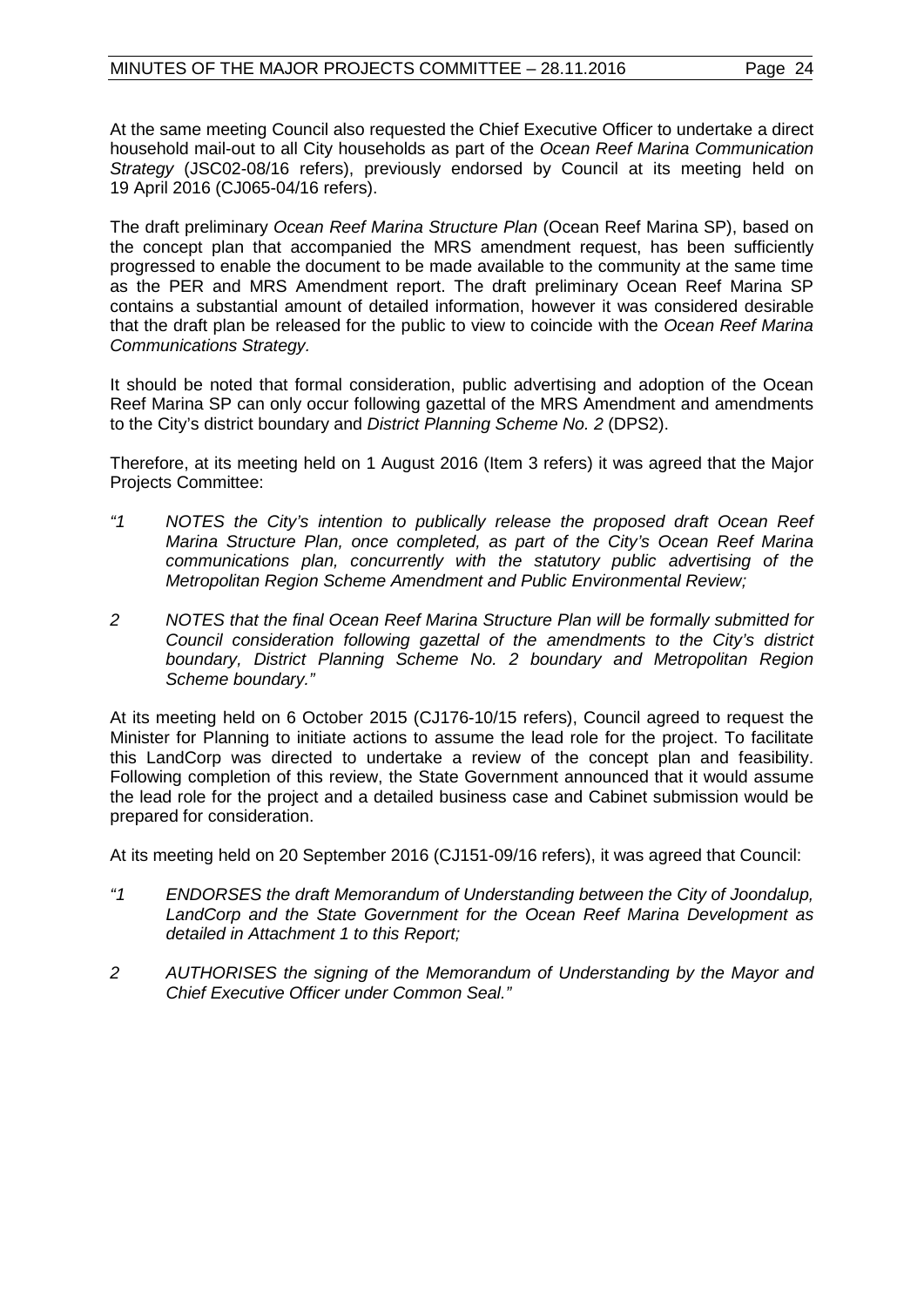At the same meeting Council also requested the Chief Executive Officer to undertake a direct household mail-out to all City households as part of the *Ocean Reef Marina Communication Strategy* (JSC02-08/16 refers), previously endorsed by Council at its meeting held on 19 April 2016 (CJ065-04/16 refers).

The draft preliminary *Ocean Reef Marina Structure Plan* (Ocean Reef Marina SP), based on the concept plan that accompanied the MRS amendment request, has been sufficiently progressed to enable the document to be made available to the community at the same time as the PER and MRS Amendment report. The draft preliminary Ocean Reef Marina SP contains a substantial amount of detailed information, however it was considered desirable that the draft plan be released for the public to view to coincide with the *Ocean Reef Marina Communications Strategy.*

It should be noted that formal consideration, public advertising and adoption of the Ocean Reef Marina SP can only occur following gazettal of the MRS Amendment and amendments to the City's district boundary and *District Planning Scheme No. 2* (DPS2).

Therefore, at its meeting held on 1 August 2016 (Item 3 refers) it was agreed that the Major Projects Committee:

*"1 NOTES the City's intention to publically release the proposed draft Ocean Reef Marina Structure Plan, once completed, as part of the City's Ocean Reef Marina communications plan, concurrently with the statutory public advertising of the Metropolitan Region Scheme Amendment and Public Environmental Review;*

*2 NOTES that the final Ocean Reef Marina Structure Plan will be formally submitted for Council consideration following gazettal of the amendments to the City's district boundary, District Planning Scheme No. 2 boundary and Metropolitan Region Scheme boundary."*

At its meeting held on 6 October 2015 (CJ176-10/15 refers), Council agreed to request the Minister for Planning to initiate actions to assume the lead role for the project. To facilitate this LandCorp was directed to undertake a review of the concept plan and feasibility. Following completion of this review, the State Government announced that it would assume the lead role for the project and a detailed business case and Cabinet submission would be prepared for consideration.

At its meeting held on 20 September 2016 (CJ151-09/16 refers), it was agreed that Council:

*"1 ENDORSES the draft Memorandum of Understanding between the City of Joondalup, LandCorp and the State Government for the Ocean Reef Marina Development as detailed in Attachment 1 to this Report;*

*2 AUTHORISES the signing of the Memorandum of Understanding by the Mayor and Chief Executive Officer under Common Seal."*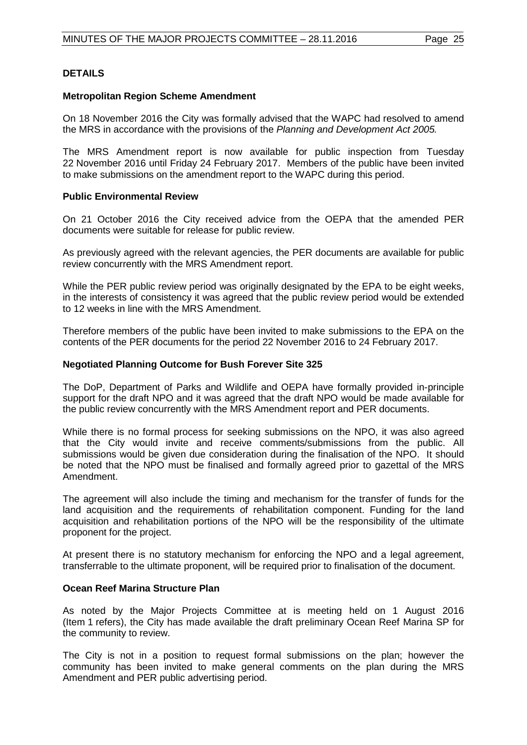## DETAILS

### Metropolitan Region Scheme Amendment

On 18 November 2016 the City was formally advised that the WAPC had resolved to amend the MRS in accordance with the provisions of the *Planning and Development Act 2005.*

The MRS Amendment report is now available for public inspection from Tuesday 22 November 2016 until Friday 24 February 2017. Members of the public have been invited to make submissions on the amendment report to the WAPC during this period.

### Public Environmental Review

On 21 October 2016 the City received advice from the OEPA that the amended PER documents were suitable for release for public review.

As previously agreed with the relevant agencies, the PER documents are available for public review concurrently with the MRS Amendment report.

While the PER public review period was originally designated by the EPA to be eight weeks, in the interests of consistency it was agreed that the public review period would be extended to 12 weeks in line with the MRS Amendment.

Therefore members of the public have been invited to make submissions to the EPA on the contents of the PER documents for the period 22 November 2016 to 24 February 2017.

### Negotiated Planning Outcome for Bush Forever Site 325

The DoP, Department of Parks and Wildlife and OEPA have formally provided in-principle support for the draft NPO and it was agreed that the draft NPO would be made available for the public review concurrently with the MRS Amendment report and PER documents.

While there is no formal process for seeking submissions on the NPO, it was also agreed that the City would invite and receive comments/submissions from the public. All submissions would be given due consideration during the finalisation of the NPO. It should be noted that the NPO must be finalised and formally agreed prior to gazettal of the MRS Amendment.

The agreement will also include the timing and mechanism for the transfer of funds for the land acquisition and the requirements of rehabilitation component. Funding for the land acquisition and rehabilitation portions of the NPO will be the responsibility of the ultimate proponent for the project.

At present there is no statutory mechanism for enforcing the NPO and a legal agreement, transferrable to the ultimate proponent, will be required prior to finalisation of the document.

### Ocean Reef Marina Structure Plan

As noted by the Major Projects Committee at is meeting held on 1 August 2016 (Item 1 refers), the City has made available the draft preliminary Ocean Reef Marina SP for the community to review.

The City is not in a position to request formal submissions on the plan; however the community has been invited to make general comments on the plan during the MRS Amendment and PER public advertising period.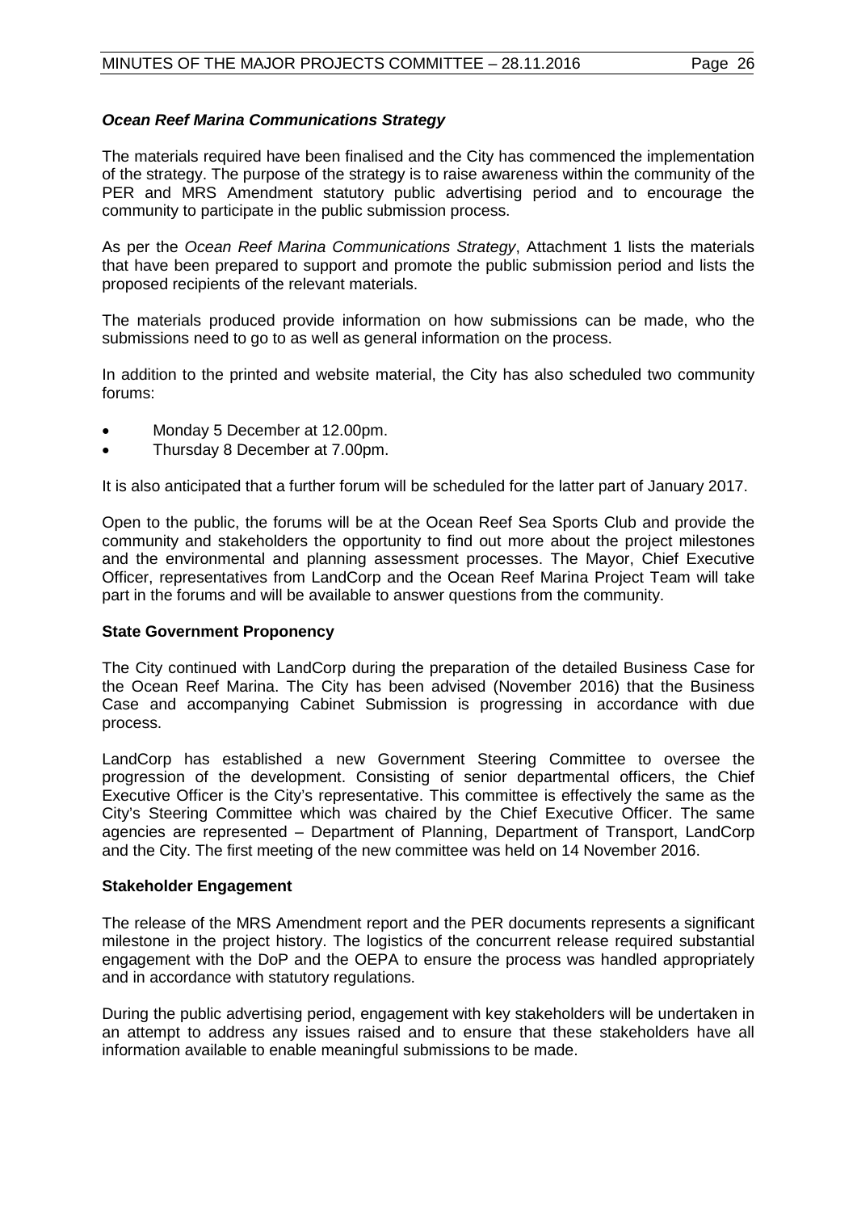### *Ocean Reef Marina Communications Strategy*

The materials required have been finalised and the City has commenced the implementation of the strategy. The purpose of the strategy is to raise awareness within the community of the PER and MRS Amendment statutory public advertising period and to encourage the community to participate in the public submission process.

As per the *Ocean Reef Marina Communications Strategy*, Attachment 1 lists the materials that have been prepared to support and promote the public submission period and lists the proposed recipients of the relevant materials.

The materials produced provide information on how submissions can be made, who the submissions need to go to as well as general information on the process.

In addition to the printed and website material, the City has also scheduled two community forums:

- Monday 5 December at 12.00pm.
- Thursday 8 December at 7.00pm.

It is also anticipated that a further forum will be scheduled for the latter part of January 2017.

Open to the public, the forums will be at the Ocean Reef Sea Sports Club and provide the community and stakeholders the opportunity to find out more about the project milestones and the environmental and planning assessment processes. The Mayor, Chief Executive Officer, representatives from LandCorp and the Ocean Reef Marina Project Team will take part in the forums and will be available to answer questions from the community.

### State Government Proponency

The City continued with LandCorp during the preparation of the detailed Business Case for the Ocean Reef Marina. The City has been advised (November 2016) that the Business Case and accompanying Cabinet Submission is progressing in accordance with due process.

LandCorp has established a new Government Steering Committee to oversee the progression of the development. Consisting of senior departmental officers, the Chief Executive Officer is the City's representative. This committee is effectively the same as the City's Steering Committee which was chaired by the Chief Executive Officer. The same agencies are represented – Department of Planning, Department of Transport, LandCorp and the City. The first meeting of the new committee was held on 14 November 2016.

### Stakeholder Engagement

The release of the MRS Amendment report and the PER documents represents a significant milestone in the project history. The logistics of the concurrent release required substantial engagement with the DoP and the OEPA to ensure the process was handled appropriately and in accordance with statutory regulations.

During the public advertising period, engagement with key stakeholders will be undertaken in an attempt to address any issues raised and to ensure that these stakeholders have all information available to enable meaningful submissions to be made.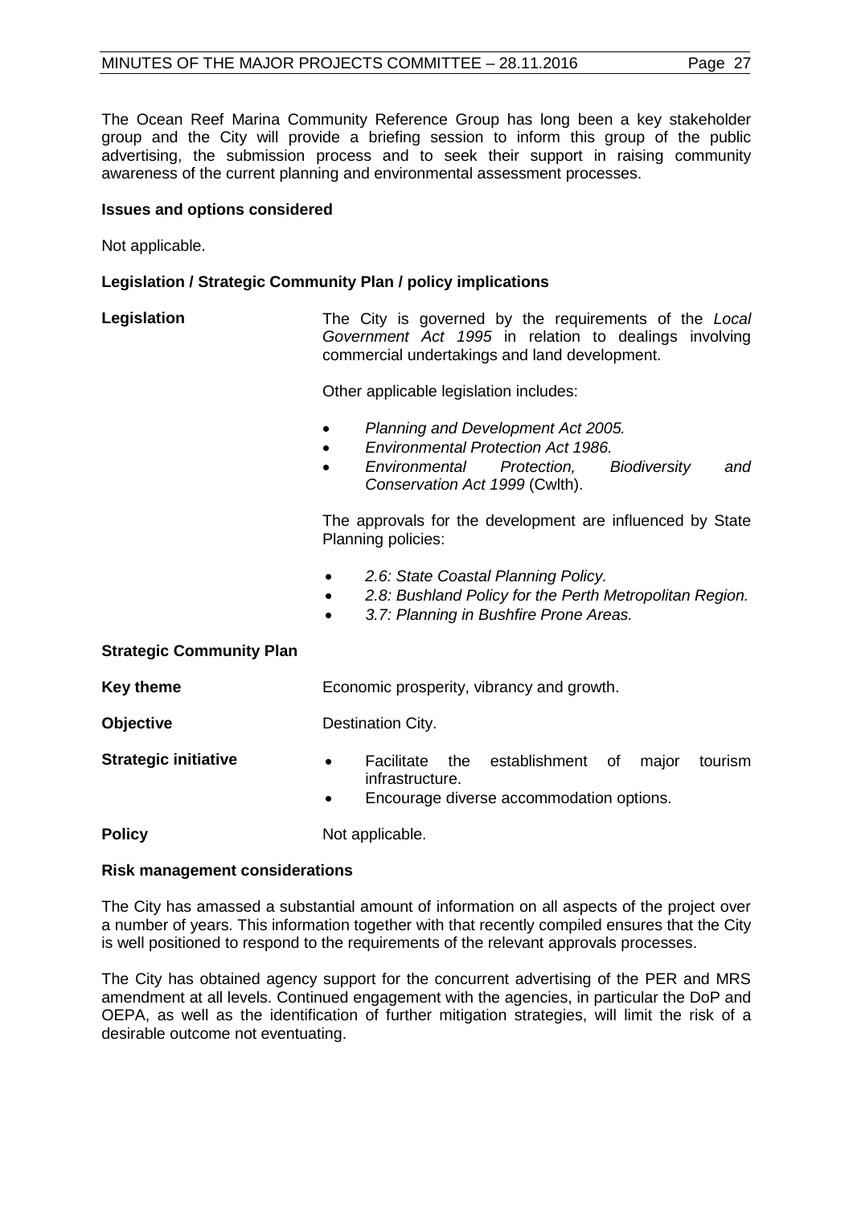The Ocean Reef Marina Community Reference Group has long been a key stakeholder group and the City will provide a briefing session to inform this group of the public advertising, the submission process and to seek their support in raising community awareness of the current planning and environmental assessment processes.

**Issues and options considered**

Not applicable.

**Legislation / Strategic Community Plan / policy implications**

**Legislation**

The City is governed by the requirements of the *Local Government Act 1995* in relation to dealings involving commercial undertakings and land development.

Other applicable legislation includes:

- *Planning and Development Act 2005.*
- *Environmental Protection Act 1986.*
- *Environmental Protection, Biodiversity and Conservation Act 1999* (Cwlth).

The approvals for the development are influenced by State Planning policies:

- *2.6: State Coastal Planning Policy.*
- *2.8: Bushland Policy for the Perth Metropolitan Region.*
- *3.7: Planning in Bushfire Prone Areas.*

**Strategic Community Plan**

**Key theme** Economic prosperity, vibrancy and growth.

**Objective** Destination City.

**Strategic initiative**

- Facilitate the establishment of major tourism infrastructure.
- Encourage diverse accommodation options.

**Policy** Not applicable.

**Risk management considerations**

The City has amassed a substantial amount of information on all aspects of the project over a number of years. This information together with that recently compiled ensures that the City is well positioned to respond to the requirements of the relevant approvals processes.

The City has obtained agency support for the concurrent advertising of the PER and MRS amendment at all levels. Continued engagement with the agencies, in particular the DoP and OEPA, as well as the identification of further mitigation strategies, will limit the risk of a desirable outcome not eventuating.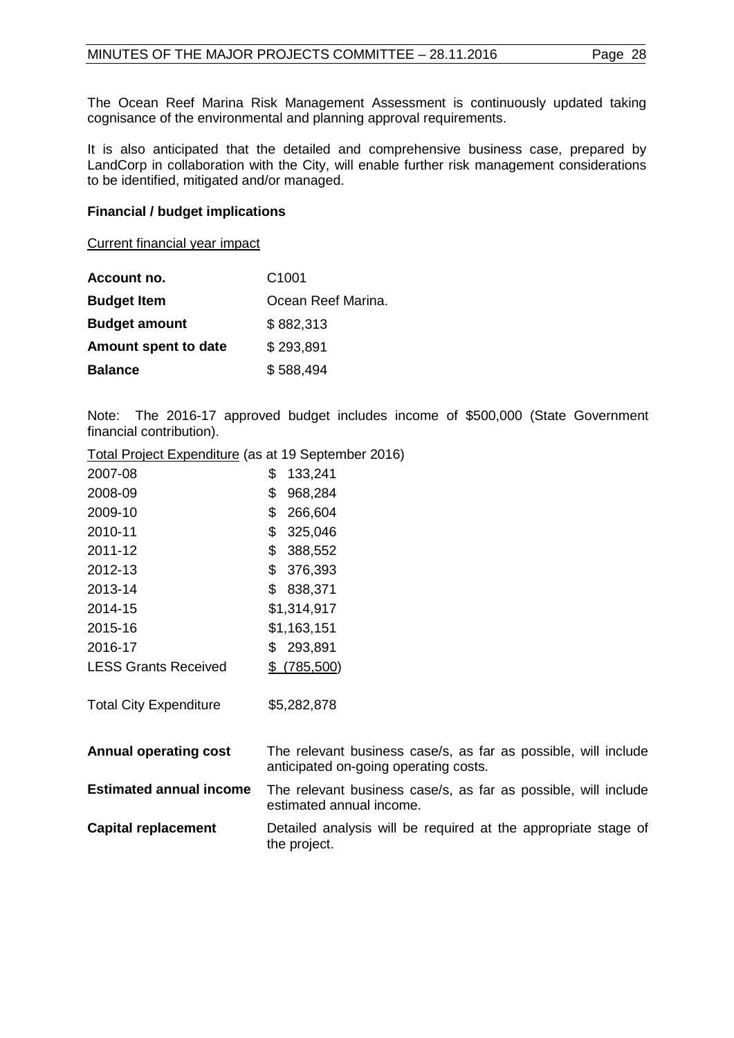The Ocean Reef Marina Risk Management Assessment is continuously updated taking cognisance of the environmental and planning approval requirements.

It is also anticipated that the detailed and comprehensive business case, prepared by LandCorp in collaboration with the City, will enable further risk management considerations to be identified, mitigated and/or managed.

**Financial / budget implications**

Current financial year impact

| | |
|---|---|
| **Account no.** | C1001 |
| **Budget Item** | Ocean Reef Marina. |
| **Budget amount** | $ 882,313 |
| **Amount spent to date** | $ 293,891 |
| **Balance** | $ 588,494 |

Note: The 2016-17 approved budget includes income of $500,000 (State Government financial contribution).

Total Project Expenditure (as at 19 September 2016)

| | |
|---|---|
| 2007-08 | $ 133,241 |
| 2008-09 | $ 968,284 |
| 2009-10 | $ 266,604 |
| 2010-11 | $ 325,046 |
| 2011-12 | $ 388,552 |
| 2012-13 | $ 376,393 |
| 2013-14 | $ 838,371 |
| 2014-15 | $1,314,917 |
| 2015-16 | $1,163,151 |
| 2016-17 | $ 293,891 |
| LESS Grants Received | $ (785,500) |
| Total City Expenditure | $5,282,878 |

| | |
|---|---|
| **Annual operating cost** | The relevant business case/s, as far as possible, will include anticipated on-going operating costs. |
| **Estimated annual income** | The relevant business case/s, as far as possible, will include estimated annual income. |
| **Capital replacement** | Detailed analysis will be required at the appropriate stage of the project. |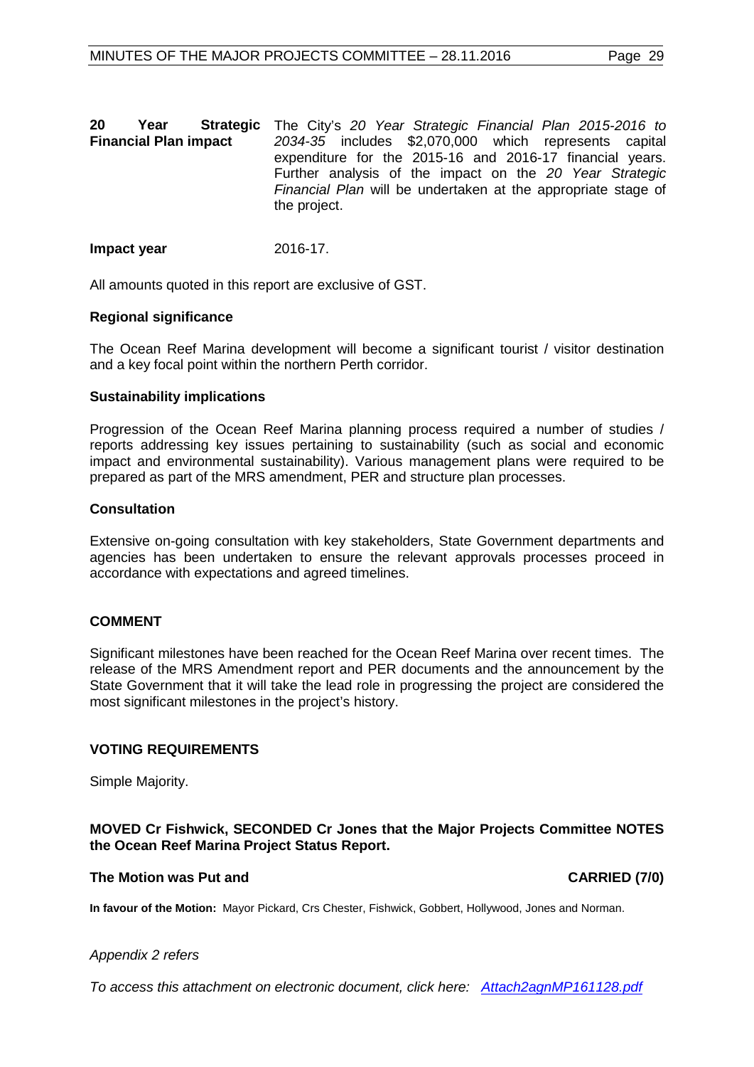**20 Year Strategic Financial Plan impact** The City's *20 Year Strategic Financial Plan 2015-2016 to 2034-35* includes $2,070,000 which represents capital expenditure for the 2015-16 and 2016-17 financial years. Further analysis of the impact on the *20 Year Strategic Financial Plan* will be undertaken at the appropriate stage of the project.

**Impact year** 2016-17.

All amounts quoted in this report are exclusive of GST.

**Regional significance**

The Ocean Reef Marina development will become a significant tourist / visitor destination and a key focal point within the northern Perth corridor.

**Sustainability implications**

Progression of the Ocean Reef Marina planning process required a number of studies / reports addressing key issues pertaining to sustainability (such as social and economic impact and environmental sustainability). Various management plans were required to be prepared as part of the MRS amendment, PER and structure plan processes.

**Consultation**

Extensive on-going consultation with key stakeholders, State Government departments and agencies has been undertaken to ensure the relevant approvals processes proceed in accordance with expectations and agreed timelines.

**COMMENT**

Significant milestones have been reached for the Ocean Reef Marina over recent times. The release of the MRS Amendment report and PER documents and the announcement by the State Government that it will take the lead role in progressing the project are considered the most significant milestones in the project's history.

**VOTING REQUIREMENTS**

Simple Majority.

**MOVED Cr Fishwick, SECONDED Cr Jones that the Major Projects Committee NOTES the Ocean Reef Marina Project Status Report.**

**The Motion was Put and CARRIED (7/0)**

**In favour of the Motion:** Mayor Pickard, Crs Chester, Fishwick, Gobbert, Hollywood, Jones and Norman.

*Appendix 2 refers*

*To access this attachment on electronic document, click here: Attach2agnMP161128.pdf*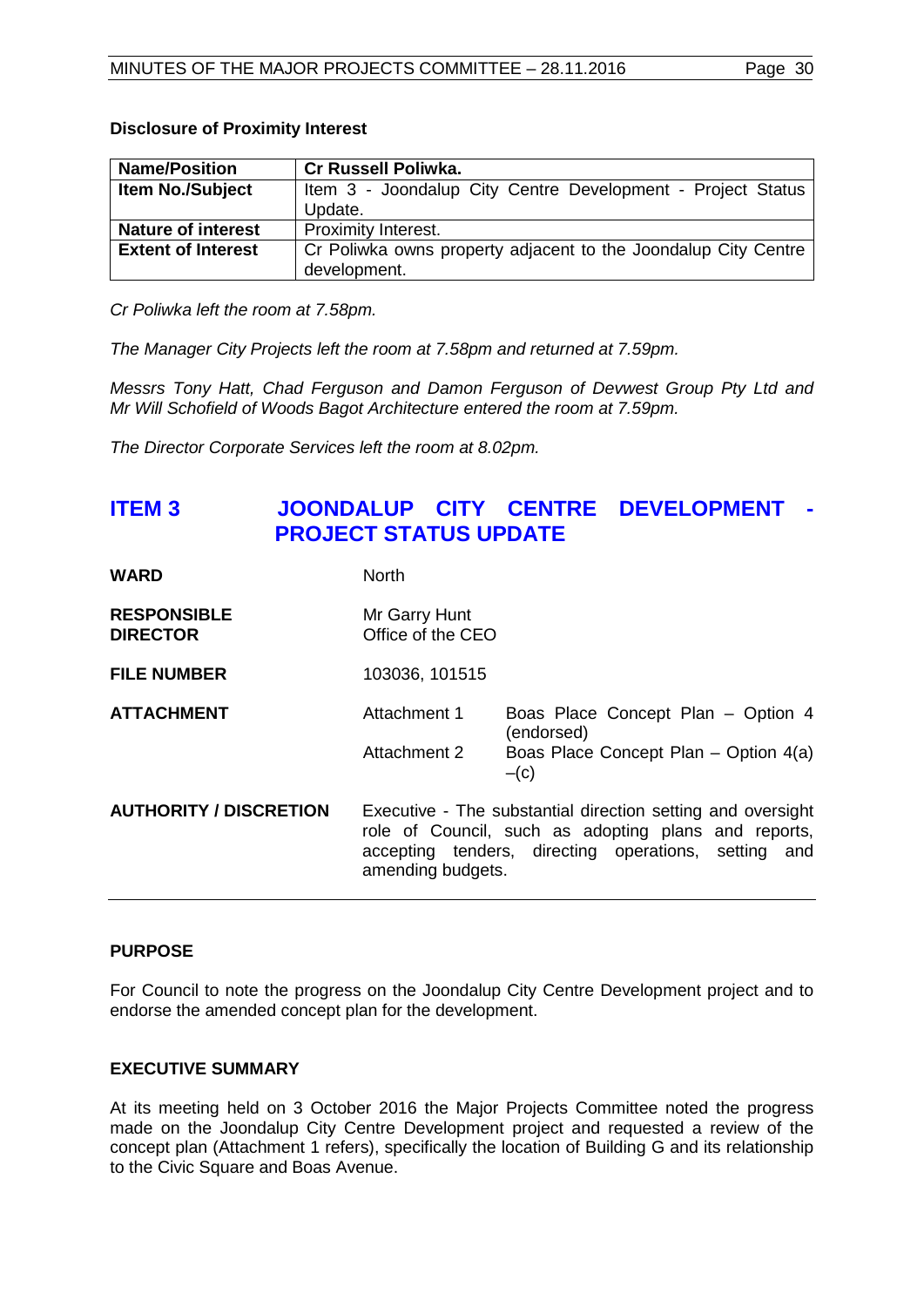**Disclosure of Proximity Interest**

| Name/Position | Cr Russell Poliwka. |
|---|---|
| Item No./Subject | Item 3 - Joondalup City Centre Development - Project Status Update. |
| Nature of interest | Proximity Interest. |
| Extent of Interest | Cr Poliwka owns property adjacent to the Joondalup City Centre development. |

*Cr Poliwka left the room at 7.58pm.*

*The Manager City Projects left the room at 7.58pm and returned at 7.59pm.*

*Messrs Tony Hatt, Chad Ferguson and Damon Ferguson of Devwest Group Pty Ltd and Mr Will Schofield of Woods Bagot Architecture entered the room at 7.59pm.*

*The Director Corporate Services left the room at 8.02pm.*

## ITEM 3 JOONDALUP CITY CENTRE DEVELOPMENT - PROJECT STATUS UPDATE

**WARD** North

**RESPONSIBLE DIRECTOR** Mr Garry Hunt
Office of the CEO

**FILE NUMBER** 103036, 101515

**ATTACHMENT**
Attachment 1 Boas Place Concept Plan – Option 4 (endorsed)
Attachment 2 Boas Place Concept Plan – Option 4(a) –(c)

**AUTHORITY / DISCRETION** Executive - The substantial direction setting and oversight role of Council, such as adopting plans and reports, accepting tenders, directing operations, setting and amending budgets.

### PURPOSE

For Council to note the progress on the Joondalup City Centre Development project and to endorse the amended concept plan for the development.

### EXECUTIVE SUMMARY

At its meeting held on 3 October 2016 the Major Projects Committee noted the progress made on the Joondalup City Centre Development project and requested a review of the concept plan (Attachment 1 refers), specifically the location of Building G and its relationship to the Civic Square and Boas Avenue.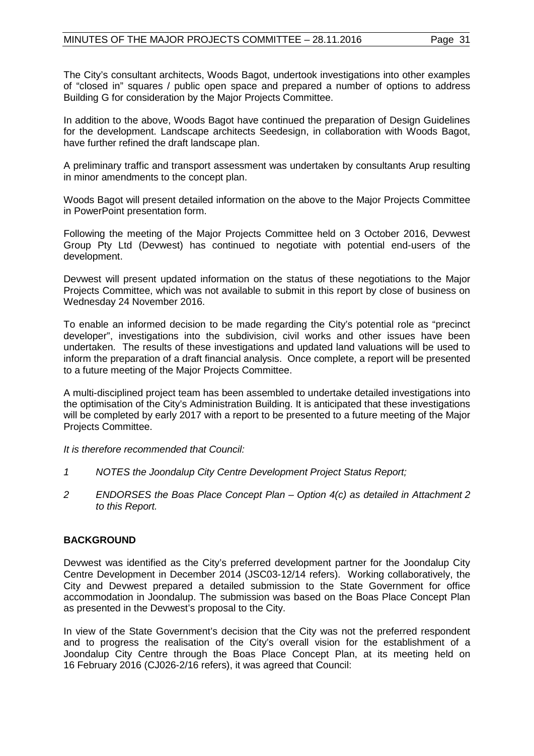The City's consultant architects, Woods Bagot, undertook investigations into other examples of "closed in" squares / public open space and prepared a number of options to address Building G for consideration by the Major Projects Committee.

In addition to the above, Woods Bagot have continued the preparation of Design Guidelines for the development. Landscape architects Seedesign, in collaboration with Woods Bagot, have further refined the draft landscape plan.

A preliminary traffic and transport assessment was undertaken by consultants Arup resulting in minor amendments to the concept plan.

Woods Bagot will present detailed information on the above to the Major Projects Committee in PowerPoint presentation form.

Following the meeting of the Major Projects Committee held on 3 October 2016, Devwest Group Pty Ltd (Devwest) has continued to negotiate with potential end-users of the development.

Devwest will present updated information on the status of these negotiations to the Major Projects Committee, which was not available to submit in this report by close of business on Wednesday 24 November 2016.

To enable an informed decision to be made regarding the City's potential role as "precinct developer", investigations into the subdivision, civil works and other issues have been undertaken. The results of these investigations and updated land valuations will be used to inform the preparation of a draft financial analysis. Once complete, a report will be presented to a future meeting of the Major Projects Committee.

A multi-disciplined project team has been assembled to undertake detailed investigations into the optimisation of the City's Administration Building. It is anticipated that these investigations will be completed by early 2017 with a report to be presented to a future meeting of the Major Projects Committee.

*It is therefore recommended that Council:*

*1 NOTES the Joondalup City Centre Development Project Status Report;*

*2 ENDORSES the Boas Place Concept Plan – Option 4(c) as detailed in Attachment 2 to this Report.*

**BACKGROUND**

Devwest was identified as the City's preferred development partner for the Joondalup City Centre Development in December 2014 (JSC03-12/14 refers). Working collaboratively, the City and Devwest prepared a detailed submission to the State Government for office accommodation in Joondalup. The submission was based on the Boas Place Concept Plan as presented in the Devwest's proposal to the City.

In view of the State Government's decision that the City was not the preferred respondent and to progress the realisation of the City's overall vision for the establishment of a Joondalup City Centre through the Boas Place Concept Plan, at its meeting held on 16 February 2016 (CJ026-2/16 refers), it was agreed that Council: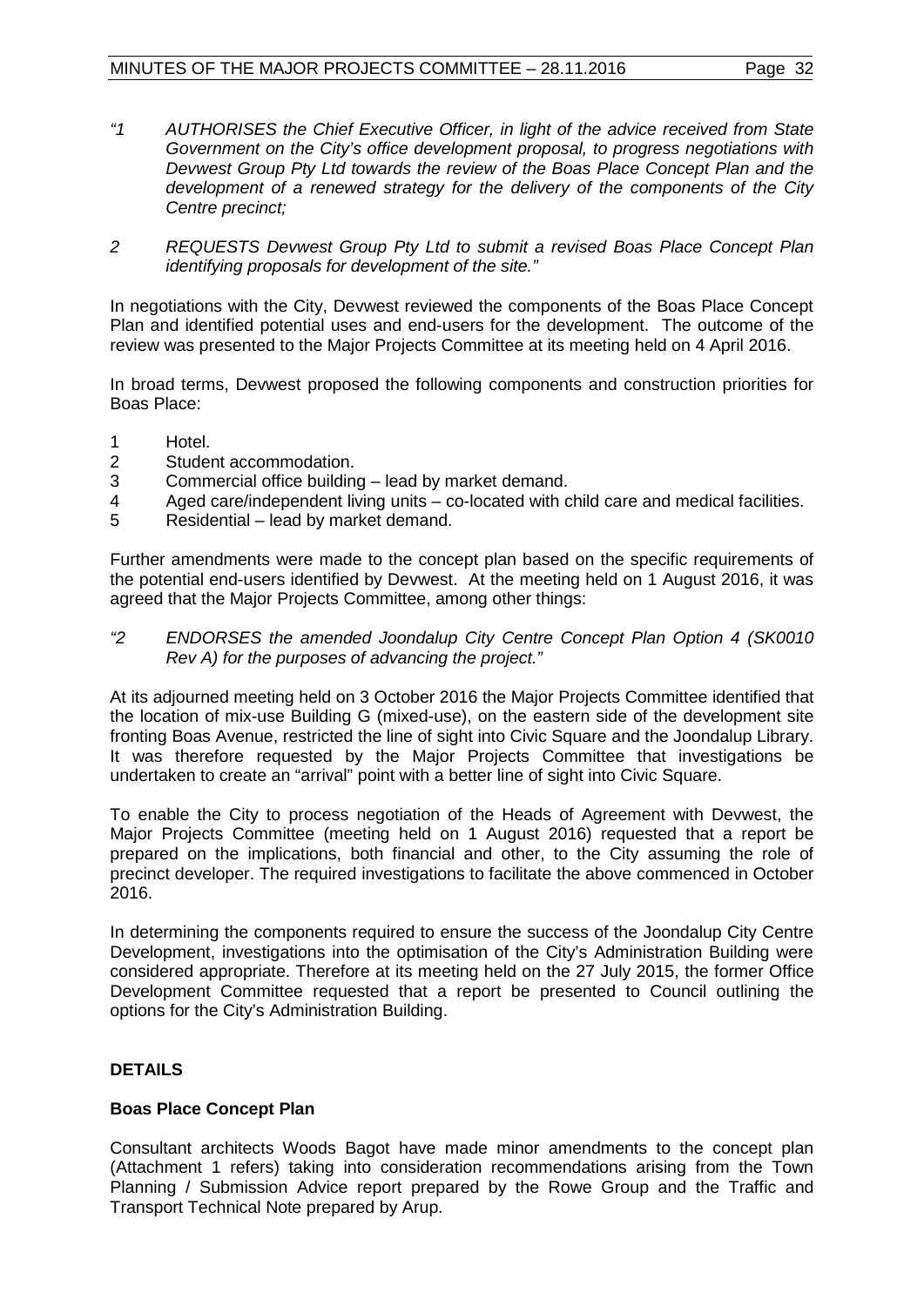*"1 AUTHORISES the Chief Executive Officer, in light of the advice received from State Government on the City's office development proposal, to progress negotiations with Devwest Group Pty Ltd towards the review of the Boas Place Concept Plan and the development of a renewed strategy for the delivery of the components of the City Centre precinct;*

*2 REQUESTS Devwest Group Pty Ltd to submit a revised Boas Place Concept Plan identifying proposals for development of the site."*

In negotiations with the City, Devwest reviewed the components of the Boas Place Concept Plan and identified potential uses and end-users for the development. The outcome of the review was presented to the Major Projects Committee at its meeting held on 4 April 2016.

In broad terms, Devwest proposed the following components and construction priorities for Boas Place:

1 Hotel.
2 Student accommodation.
3 Commercial office building – lead by market demand.
4 Aged care/independent living units – co-located with child care and medical facilities.
5 Residential – lead by market demand.

Further amendments were made to the concept plan based on the specific requirements of the potential end-users identified by Devwest. At the meeting held on 1 August 2016, it was agreed that the Major Projects Committee, among other things:

*"2 ENDORSES the amended Joondalup City Centre Concept Plan Option 4 (SK0010 Rev A) for the purposes of advancing the project."*

At its adjourned meeting held on 3 October 2016 the Major Projects Committee identified that the location of mix-use Building G (mixed-use), on the eastern side of the development site fronting Boas Avenue, restricted the line of sight into Civic Square and the Joondalup Library. It was therefore requested by the Major Projects Committee that investigations be undertaken to create an "arrival" point with a better line of sight into Civic Square.

To enable the City to process negotiation of the Heads of Agreement with Devwest, the Major Projects Committee (meeting held on 1 August 2016) requested that a report be prepared on the implications, both financial and other, to the City assuming the role of precinct developer. The required investigations to facilitate the above commenced in October 2016.

In determining the components required to ensure the success of the Joondalup City Centre Development, investigations into the optimisation of the City's Administration Building were considered appropriate. Therefore at its meeting held on the 27 July 2015, the former Office Development Committee requested that a report be presented to Council outlining the options for the City's Administration Building.

## DETAILS

### Boas Place Concept Plan

Consultant architects Woods Bagot have made minor amendments to the concept plan (Attachment 1 refers) taking into consideration recommendations arising from the Town Planning / Submission Advice report prepared by the Rowe Group and the Traffic and Transport Technical Note prepared by Arup.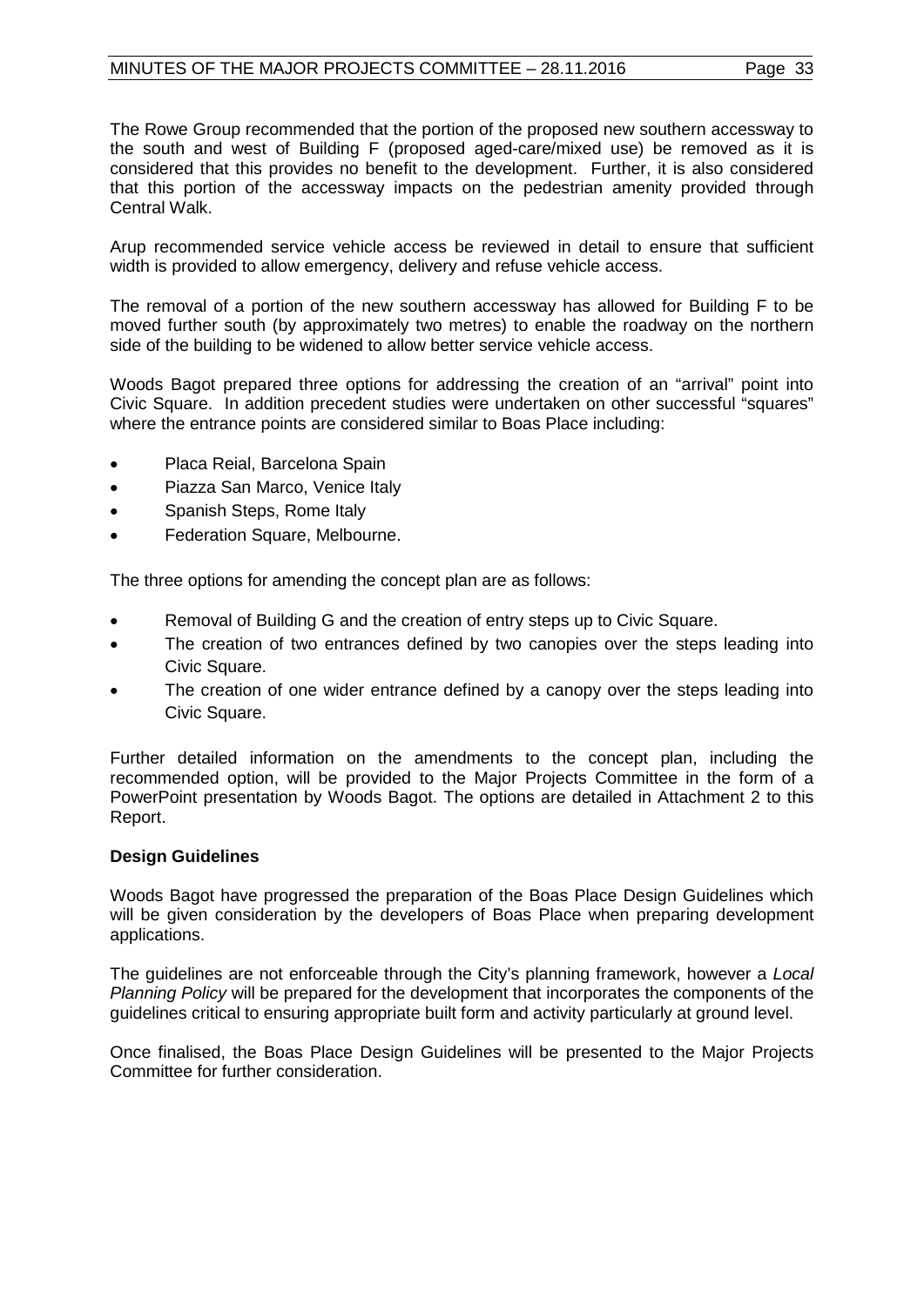The Rowe Group recommended that the portion of the proposed new southern accessway to the south and west of Building F (proposed aged-care/mixed use) be removed as it is considered that this provides no benefit to the development. Further, it is also considered that this portion of the accessway impacts on the pedestrian amenity provided through Central Walk.

Arup recommended service vehicle access be reviewed in detail to ensure that sufficient width is provided to allow emergency, delivery and refuse vehicle access.

The removal of a portion of the new southern accessway has allowed for Building F to be moved further south (by approximately two metres) to enable the roadway on the northern side of the building to be widened to allow better service vehicle access.

Woods Bagot prepared three options for addressing the creation of an "arrival" point into Civic Square. In addition precedent studies were undertaken on other successful "squares" where the entrance points are considered similar to Boas Place including:

- Placa Reial, Barcelona Spain
- Piazza San Marco, Venice Italy
- Spanish Steps, Rome Italy
- Federation Square, Melbourne.

The three options for amending the concept plan are as follows:

- Removal of Building G and the creation of entry steps up to Civic Square.
- The creation of two entrances defined by two canopies over the steps leading into Civic Square.
- The creation of one wider entrance defined by a canopy over the steps leading into Civic Square.

Further detailed information on the amendments to the concept plan, including the recommended option, will be provided to the Major Projects Committee in the form of a PowerPoint presentation by Woods Bagot. The options are detailed in Attachment 2 to this Report.

**Design Guidelines**

Woods Bagot have progressed the preparation of the Boas Place Design Guidelines which will be given consideration by the developers of Boas Place when preparing development applications.

The guidelines are not enforceable through the City's planning framework, however a *Local Planning Policy* will be prepared for the development that incorporates the components of the guidelines critical to ensuring appropriate built form and activity particularly at ground level.

Once finalised, the Boas Place Design Guidelines will be presented to the Major Projects Committee for further consideration.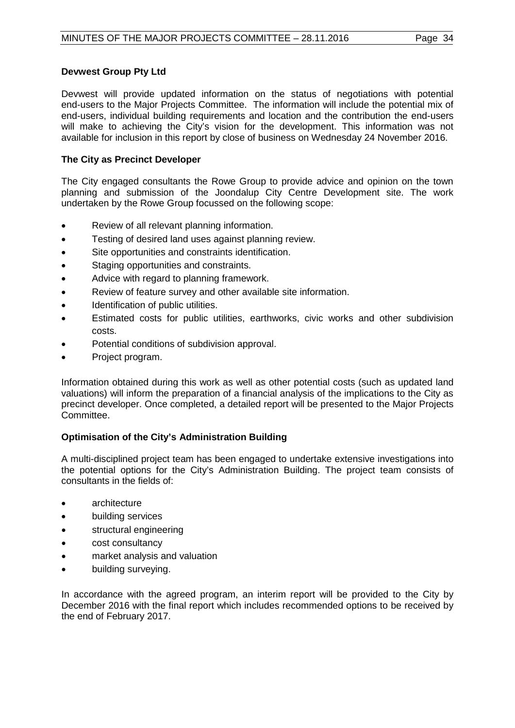**Devwest Group Pty Ltd**

Devwest will provide updated information on the status of negotiations with potential end-users to the Major Projects Committee. The information will include the potential mix of end-users, individual building requirements and location and the contribution the end-users will make to achieving the City's vision for the development. This information was not available for inclusion in this report by close of business on Wednesday 24 November 2016.

**The City as Precinct Developer**

The City engaged consultants the Rowe Group to provide advice and opinion on the town planning and submission of the Joondalup City Centre Development site. The work undertaken by the Rowe Group focussed on the following scope:

- Review of all relevant planning information.
- Testing of desired land uses against planning review.
- Site opportunities and constraints identification.
- Staging opportunities and constraints.
- Advice with regard to planning framework.
- Review of feature survey and other available site information.
- Identification of public utilities.
- Estimated costs for public utilities, earthworks, civic works and other subdivision costs.
- Potential conditions of subdivision approval.
- Project program.

Information obtained during this work as well as other potential costs (such as updated land valuations) will inform the preparation of a financial analysis of the implications to the City as precinct developer. Once completed, a detailed report will be presented to the Major Projects Committee.

**Optimisation of the City's Administration Building**

A multi-disciplined project team has been engaged to undertake extensive investigations into the potential options for the City's Administration Building. The project team consists of consultants in the fields of:

- architecture
- building services
- structural engineering
- cost consultancy
- market analysis and valuation
- building surveying.

In accordance with the agreed program, an interim report will be provided to the City by December 2016 with the final report which includes recommended options to be received by the end of February 2017.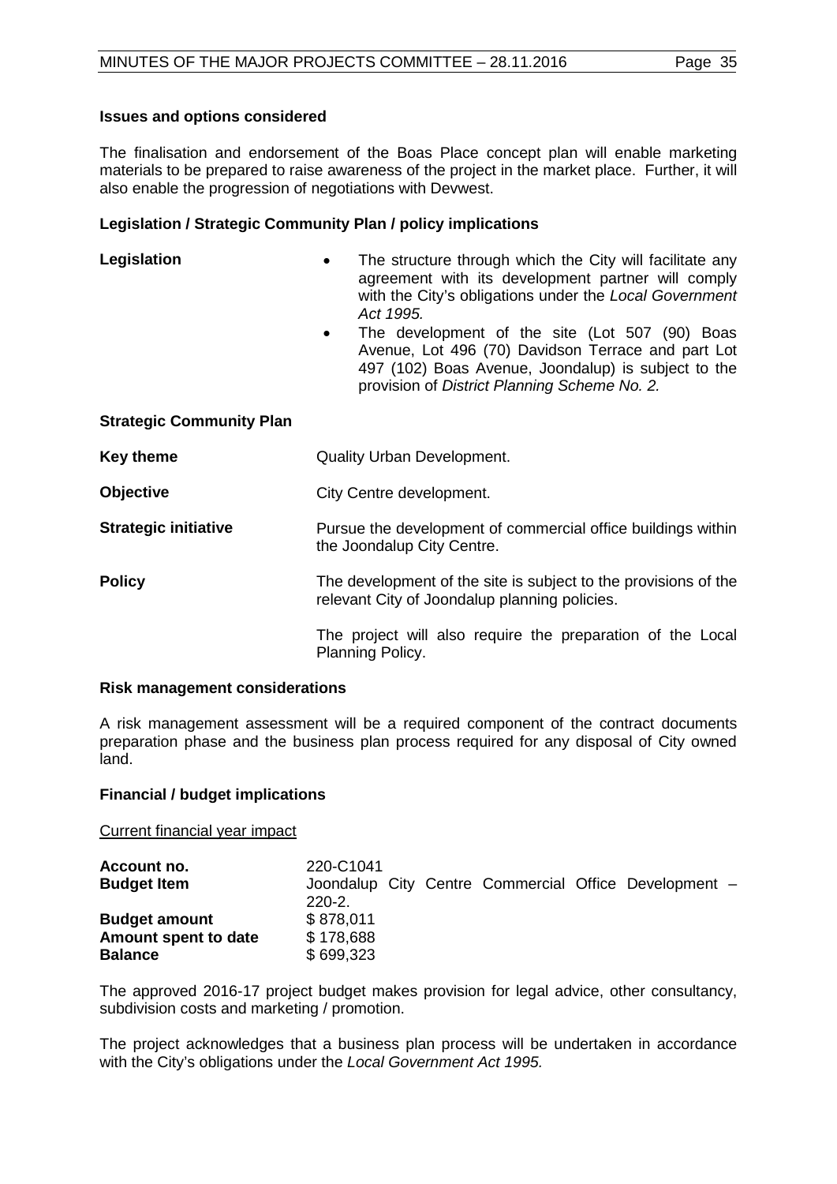**Issues and options considered**

The finalisation and endorsement of the Boas Place concept plan will enable marketing materials to be prepared to raise awareness of the project in the market place. Further, it will also enable the progression of negotiations with Devwest.

**Legislation / Strategic Community Plan / policy implications**

**Legislation**

- The structure through which the City will facilitate any agreement with its development partner will comply with the City's obligations under the *Local Government Act 1995.*
- The development of the site (Lot 507 (90) Boas Avenue, Lot 496 (70) Davidson Terrace and part Lot 497 (102) Boas Avenue, Joondalup) is subject to the provision of *District Planning Scheme No. 2.*

**Strategic Community Plan**

**Key theme** Quality Urban Development.

**Objective** City Centre development.

**Strategic initiative** Pursue the development of commercial office buildings within the Joondalup City Centre.

**Policy** The development of the site is subject to the provisions of the relevant City of Joondalup planning policies.

The project will also require the preparation of the Local Planning Policy.

**Risk management considerations**

A risk management assessment will be a required component of the contract documents preparation phase and the business plan process required for any disposal of City owned land.

**Financial / budget implications**

Current financial year impact

| | |
|---|---|
| **Account no.** | 220-C1041 |
| **Budget Item** | Joondalup City Centre Commercial Office Development – 220-2. |
| **Budget amount** | $ 878,011 |
| **Amount spent to date** | $ 178,688 |
| **Balance** | $ 699,323 |

The approved 2016-17 project budget makes provision for legal advice, other consultancy, subdivision costs and marketing / promotion.

The project acknowledges that a business plan process will be undertaken in accordance with the City's obligations under the *Local Government Act 1995.*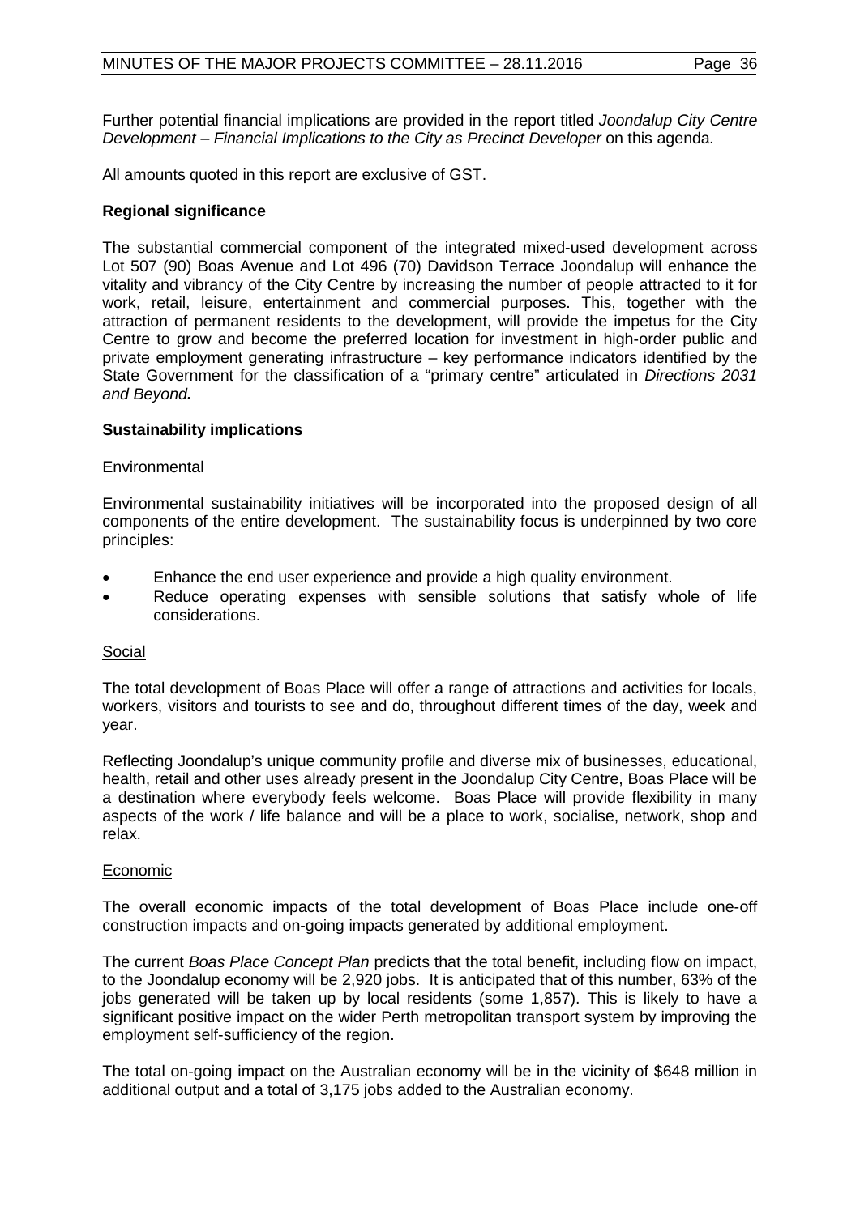Further potential financial implications are provided in the report titled *Joondalup City Centre Development – Financial Implications to the City as Precinct Developer* on this agenda*.*

All amounts quoted in this report are exclusive of GST.

**Regional significance**

The substantial commercial component of the integrated mixed-used development across Lot 507 (90) Boas Avenue and Lot 496 (70) Davidson Terrace Joondalup will enhance the vitality and vibrancy of the City Centre by increasing the number of people attracted to it for work, retail, leisure, entertainment and commercial purposes. This, together with the attraction of permanent residents to the development, will provide the impetus for the City Centre to grow and become the preferred location for investment in high-order public and private employment generating infrastructure – key performance indicators identified by the State Government for the classification of a "primary centre" articulated in *Directions 2031 and Beyond.*

**Sustainability implications**

Environmental

Environmental sustainability initiatives will be incorporated into the proposed design of all components of the entire development. The sustainability focus is underpinned by two core principles:

- Enhance the end user experience and provide a high quality environment.
- Reduce operating expenses with sensible solutions that satisfy whole of life considerations.

Social

The total development of Boas Place will offer a range of attractions and activities for locals, workers, visitors and tourists to see and do, throughout different times of the day, week and year.

Reflecting Joondalup's unique community profile and diverse mix of businesses, educational, health, retail and other uses already present in the Joondalup City Centre, Boas Place will be a destination where everybody feels welcome. Boas Place will provide flexibility in many aspects of the work / life balance and will be a place to work, socialise, network, shop and relax.

Economic

The overall economic impacts of the total development of Boas Place include one-off construction impacts and on-going impacts generated by additional employment.

The current *Boas Place Concept Plan* predicts that the total benefit, including flow on impact, to the Joondalup economy will be 2,920 jobs. It is anticipated that of this number, 63% of the jobs generated will be taken up by local residents (some 1,857). This is likely to have a significant positive impact on the wider Perth metropolitan transport system by improving the employment self-sufficiency of the region.

The total on-going impact on the Australian economy will be in the vicinity of $648 million in additional output and a total of 3,175 jobs added to the Australian economy.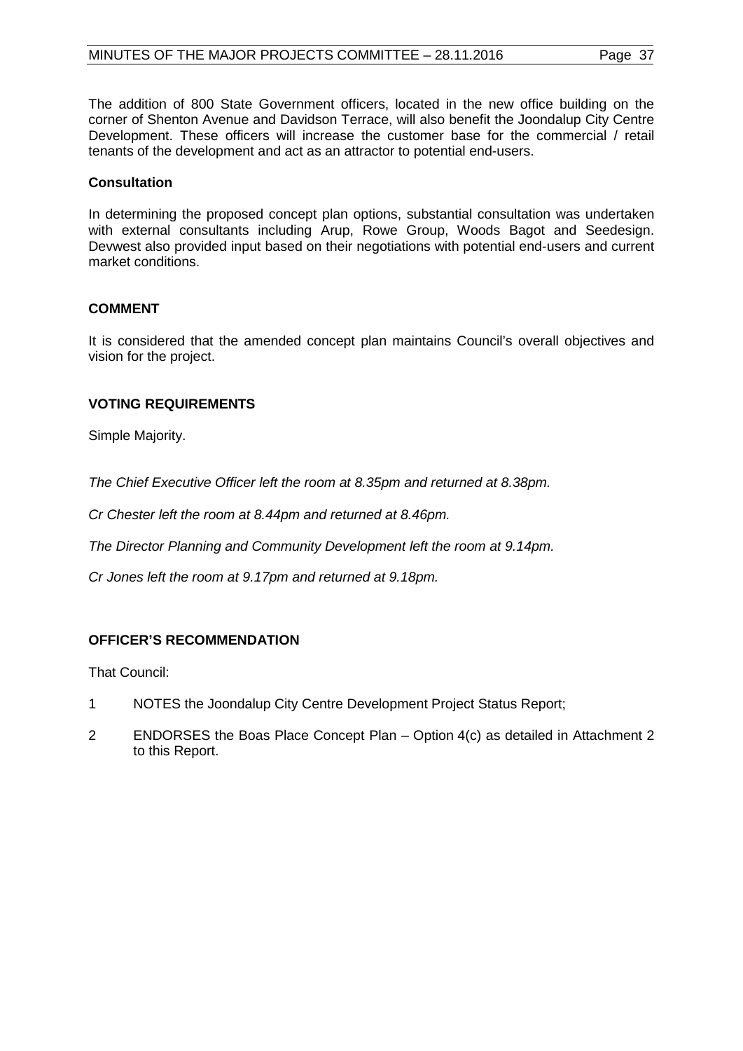The addition of 800 State Government officers, located in the new office building on the corner of Shenton Avenue and Davidson Terrace, will also benefit the Joondalup City Centre Development. These officers will increase the customer base for the commercial / retail tenants of the development and act as an attractor to potential end-users.

### Consultation

In determining the proposed concept plan options, substantial consultation was undertaken with external consultants including Arup, Rowe Group, Woods Bagot and Seedesign. Devwest also provided input based on their negotiations with potential end-users and current market conditions.

## COMMENT

It is considered that the amended concept plan maintains Council's overall objectives and vision for the project.

## VOTING REQUIREMENTS

Simple Majority.

*The Chief Executive Officer left the room at 8.35pm and returned at 8.38pm.*

*Cr Chester left the room at 8.44pm and returned at 8.46pm.*

*The Director Planning and Community Development left the room at 9.14pm.*

*Cr Jones left the room at 9.17pm and returned at 9.18pm.*

## OFFICER'S RECOMMENDATION

That Council:

1 NOTES the Joondalup City Centre Development Project Status Report;

2 ENDORSES the Boas Place Concept Plan – Option 4(c) as detailed in Attachment 2 to this Report.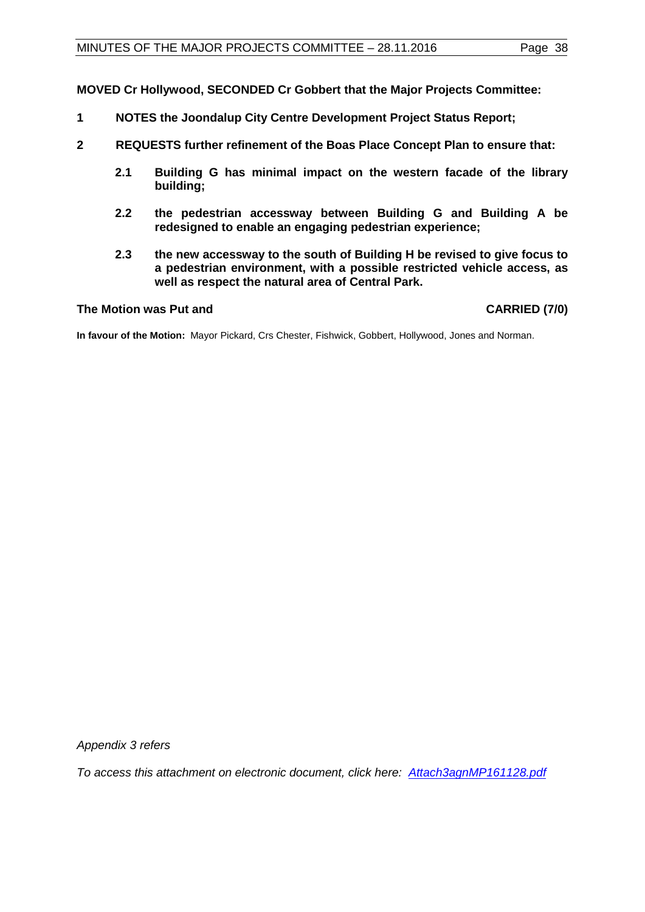**MOVED Cr Hollywood, SECONDED Cr Gobbert that the Major Projects Committee:**

**1 NOTES the Joondalup City Centre Development Project Status Report;**

**2 REQUESTS further refinement of the Boas Place Concept Plan to ensure that:**

**2.1 Building G has minimal impact on the western facade of the library building;**

**2.2 the pedestrian accessway between Building G and Building A be redesigned to enable an engaging pedestrian experience;**

**2.3 the new accessway to the south of Building H be revised to give focus to a pedestrian environment, with a possible restricted vehicle access, as well as respect the natural area of Central Park.**

**The Motion was Put and CARRIED (7/0)**

**In favour of the Motion:** Mayor Pickard, Crs Chester, Fishwick, Gobbert, Hollywood, Jones and Norman.

*Appendix 3 refers*

*To access this attachment on electronic document, click here: Attach3agnMP161128.pdf*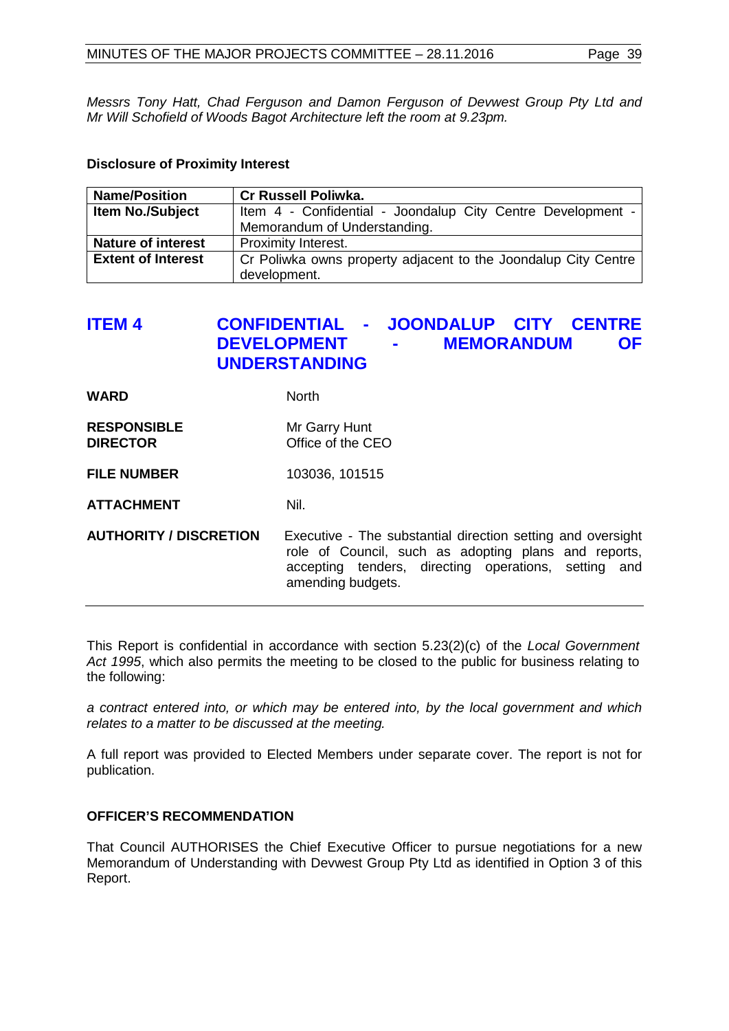*Messrs Tony Hatt, Chad Ferguson and Damon Ferguson of Devwest Group Pty Ltd and Mr Will Schofield of Woods Bagot Architecture left the room at 9.23pm.*

**Disclosure of Proximity Interest**

| **Name/Position** | **Cr Russell Poliwka.** |
|---|---|
| **Item No./Subject** | Item 4 - Confidential - Joondalup City Centre Development - Memorandum of Understanding. |
| **Nature of interest** | Proximity Interest. |
| **Extent of Interest** | Cr Poliwka owns property adjacent to the Joondalup City Centre development. |

## ITEM 4 CONFIDENTIAL - JOONDALUP CITY CENTRE DEVELOPMENT - MEMORANDUM OF UNDERSTANDING

| | |
|---|---|
| **WARD** | North |
| **RESPONSIBLE DIRECTOR** | Mr Garry Hunt<br>Office of the CEO |
| **FILE NUMBER** | 103036, 101515 |
| **ATTACHMENT** | Nil. |
| **AUTHORITY / DISCRETION** | Executive - The substantial direction setting and oversight role of Council, such as adopting plans and reports, accepting tenders, directing operations, setting and amending budgets. |

This Report is confidential in accordance with section 5.23(2)(c) of the *Local Government Act 1995*, which also permits the meeting to be closed to the public for business relating to the following:

*a contract entered into, or which may be entered into, by the local government and which relates to a matter to be discussed at the meeting.*

A full report was provided to Elected Members under separate cover. The report is not for publication.

**OFFICER'S RECOMMENDATION**

That Council AUTHORISES the Chief Executive Officer to pursue negotiations for a new Memorandum of Understanding with Devwest Group Pty Ltd as identified in Option 3 of this Report.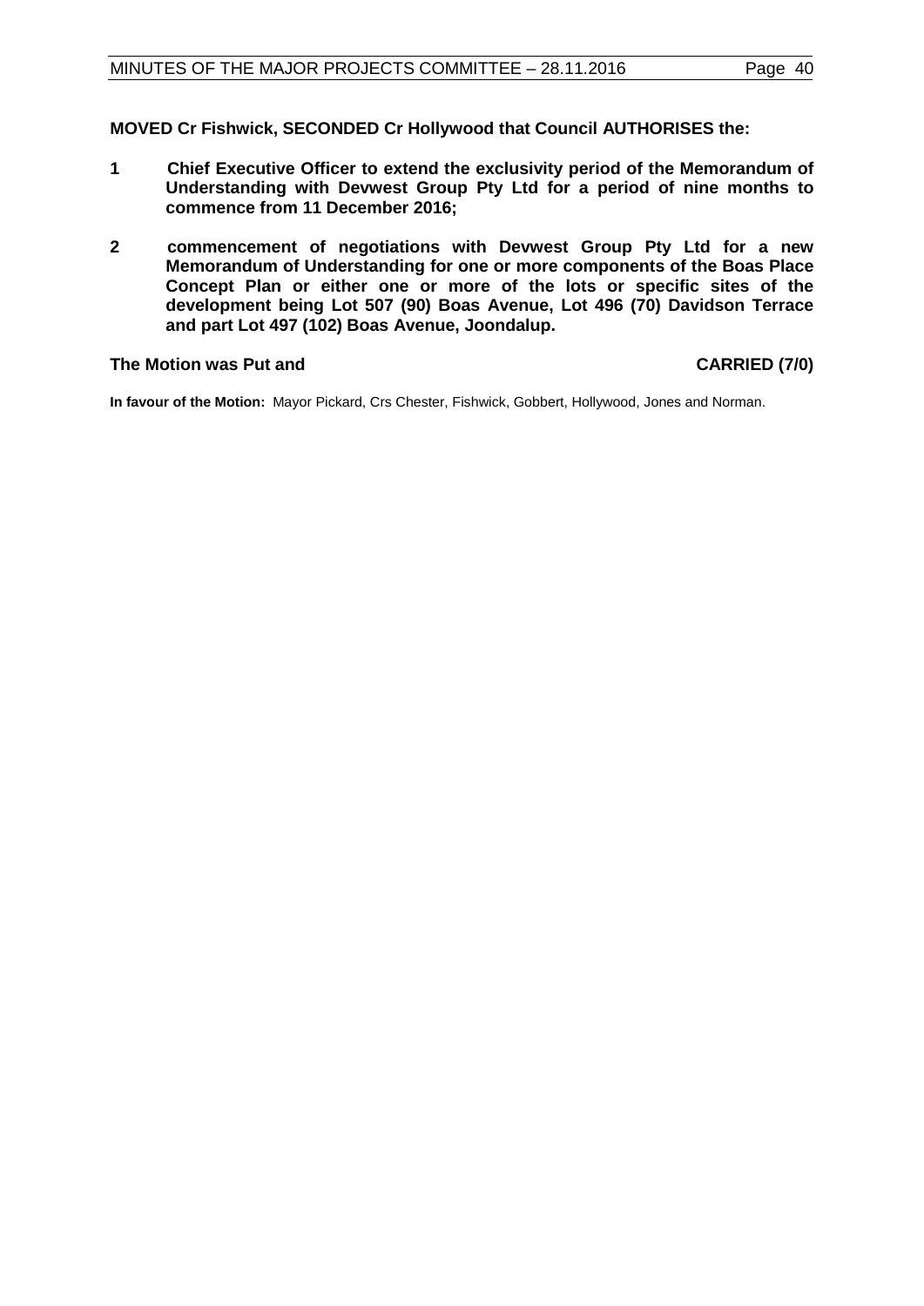**MOVED Cr Fishwick, SECONDED Cr Hollywood that Council AUTHORISES the:**

1. **Chief Executive Officer to extend the exclusivity period of the Memorandum of Understanding with Devwest Group Pty Ltd for a period of nine months to commence from 11 December 2016;**

2. **commencement of negotiations with Devwest Group Pty Ltd for a new Memorandum of Understanding for one or more components of the Boas Place Concept Plan or either one or more of the lots or specific sites of the development being Lot 507 (90) Boas Avenue, Lot 496 (70) Davidson Terrace and part Lot 497 (102) Boas Avenue, Joondalup.**

**The Motion was Put and CARRIED (7/0)**

**In favour of the Motion:** Mayor Pickard, Crs Chester, Fishwick, Gobbert, Hollywood, Jones and Norman.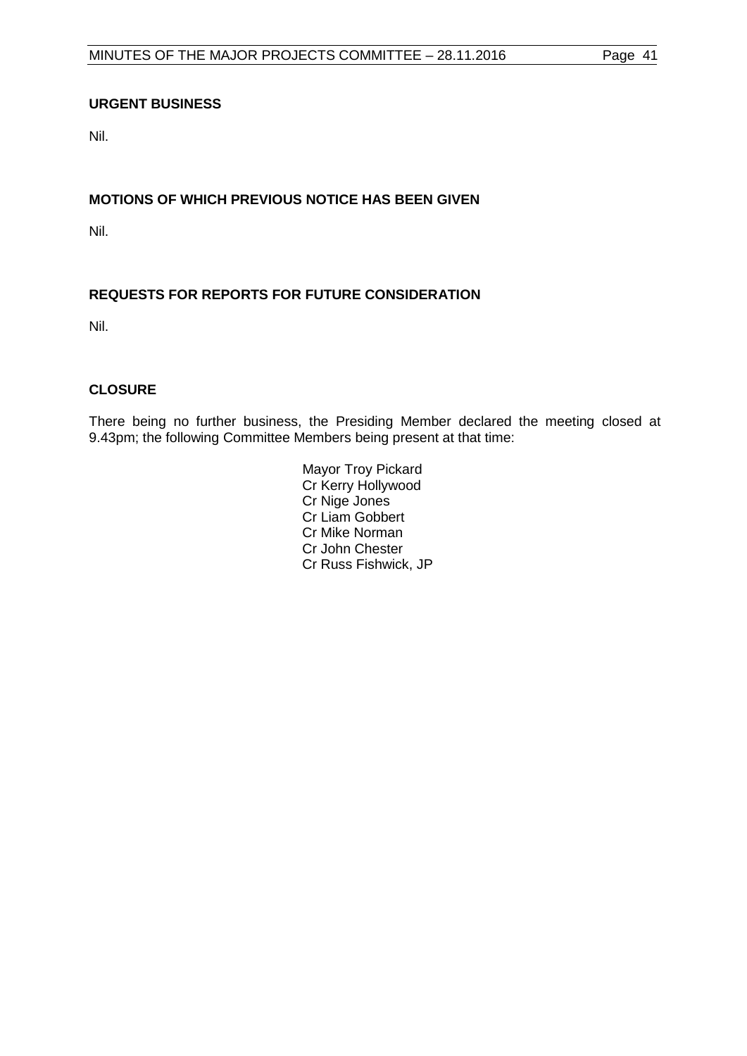## URGENT BUSINESS

Nil.

## MOTIONS OF WHICH PREVIOUS NOTICE HAS BEEN GIVEN

Nil.

## REQUESTS FOR REPORTS FOR FUTURE CONSIDERATION

Nil.

## CLOSURE

There being no further business, the Presiding Member declared the meeting closed at 9.43pm; the following Committee Members being present at that time:

Mayor Troy Pickard
Cr Kerry Hollywood
Cr Nige Jones
Cr Liam Gobbert
Cr Mike Norman
Cr John Chester
Cr Russ Fishwick, JP